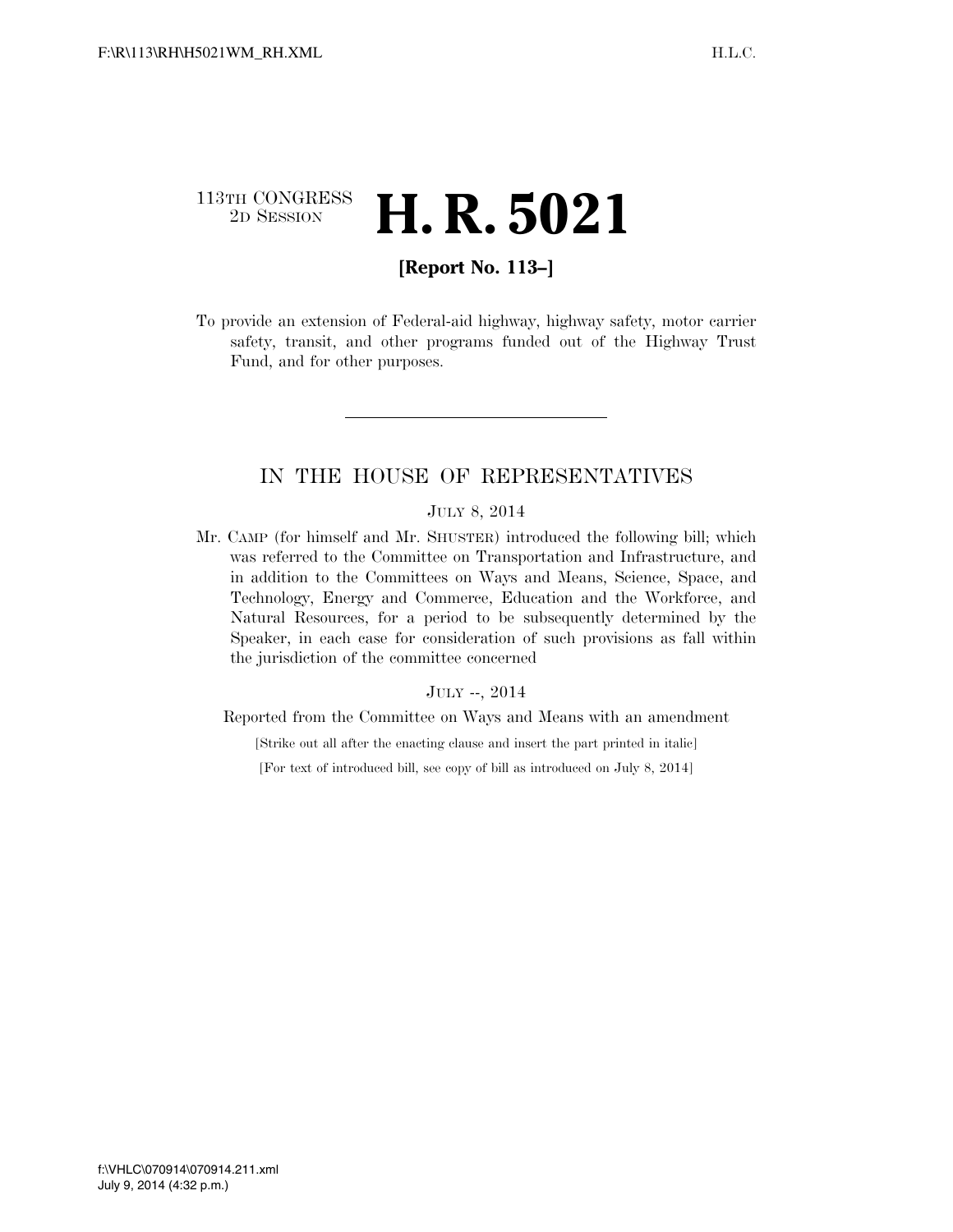113TH CONGRESS
2D SESSION

# H. R. 5021

**[Report No. 113–]**

To provide an extension of Federal-aid highway, highway safety, motor carrier safety, transit, and other programs funded out of the Highway Trust Fund, and for other purposes.

---

## IN THE HOUSE OF REPRESENTATIVES

JULY 8, 2014

Mr. CAMP (for himself and Mr. SHUSTER) introduced the following bill; which was referred to the Committee on Transportation and Infrastructure, and in addition to the Committees on Ways and Means, Science, Space, and Technology, Energy and Commerce, Education and the Workforce, and Natural Resources, for a period to be subsequently determined by the Speaker, in each case for consideration of such provisions as fall within the jurisdiction of the committee concerned

JULY --, 2014

Reported from the Committee on Ways and Means with an amendment

[Strike out all after the enacting clause and insert the part printed in italic]

[For text of introduced bill, see copy of bill as introduced on July 8, 2014]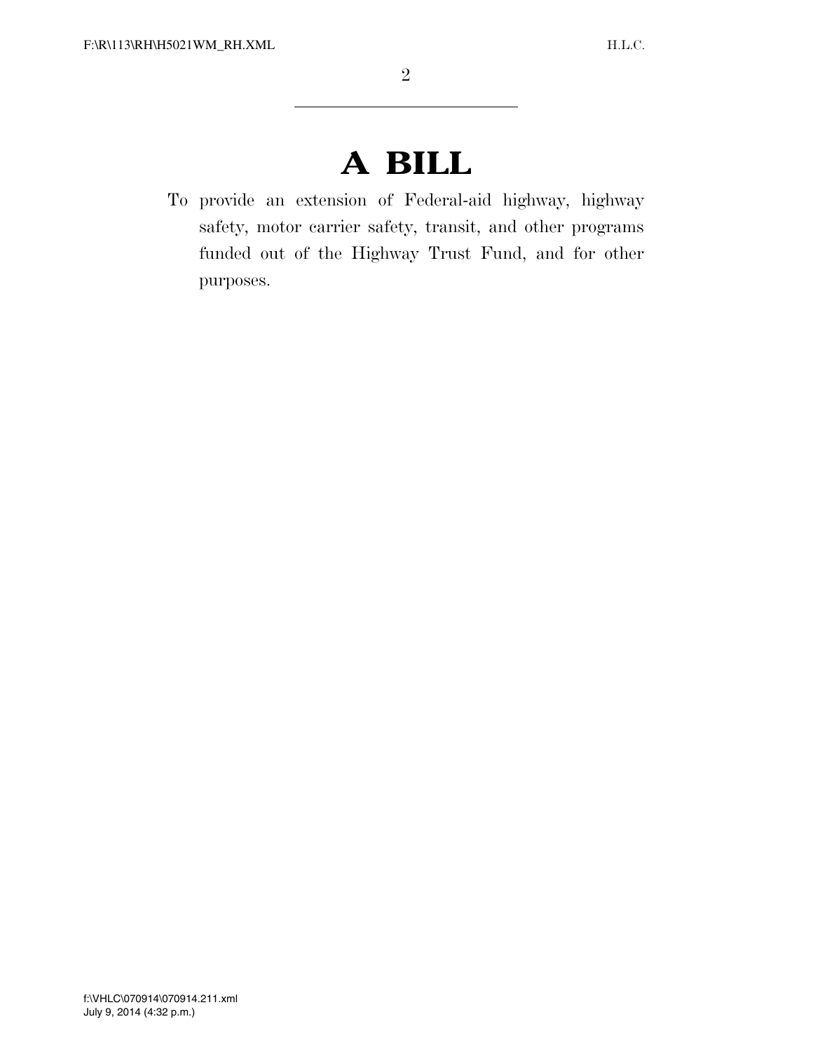# A BILL

To provide an extension of Federal-aid highway, highway safety, motor carrier safety, transit, and other programs funded out of the Highway Trust Fund, and for other purposes.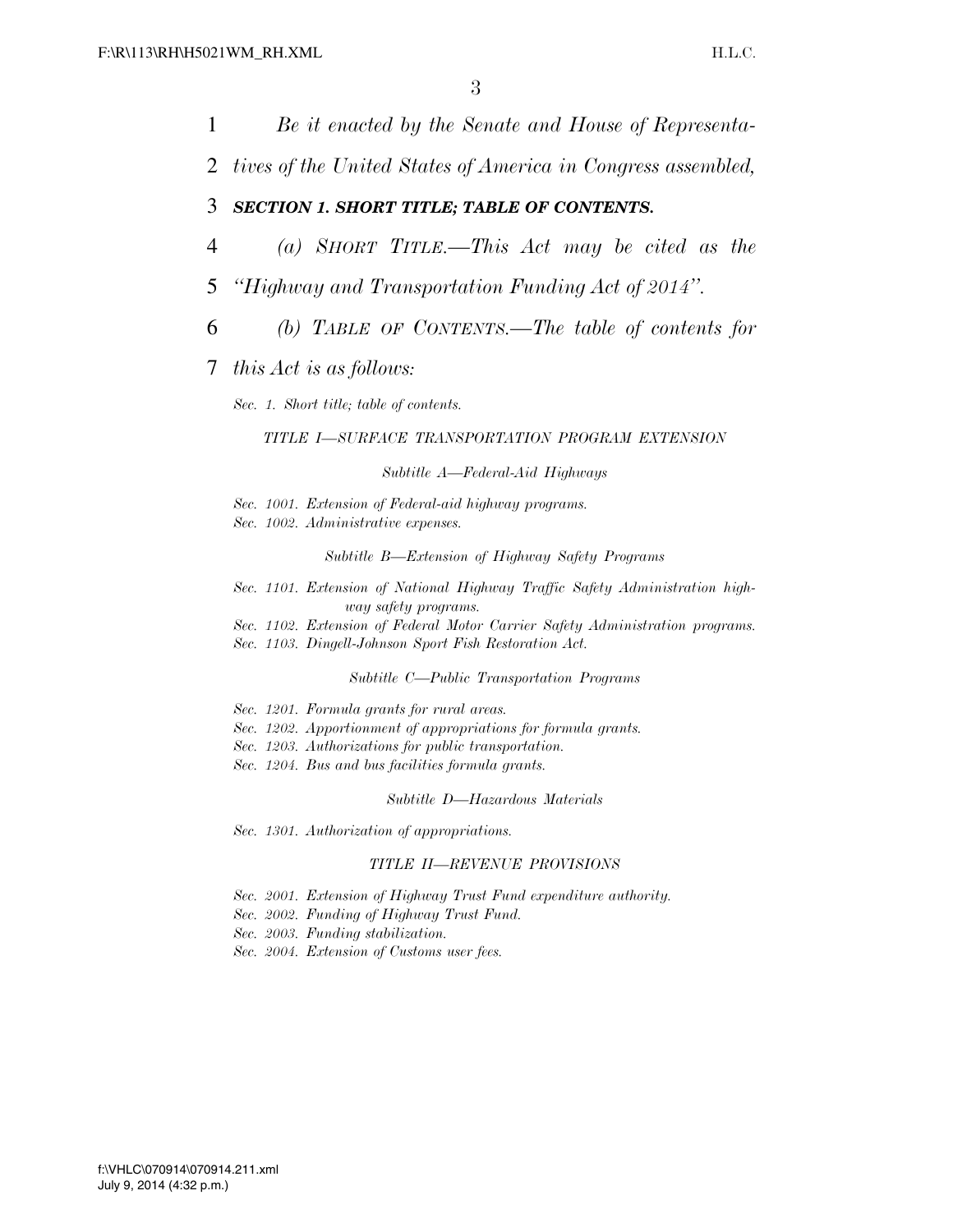*Be it enacted by the Senate and House of Representatives of the United States of America in Congress assembled,*

***SECTION 1. SHORT TITLE; TABLE OF CONTENTS.***

*(a) SHORT TITLE.—This Act may be cited as the "Highway and Transportation Funding Act of 2014".*

*(b) TABLE OF CONTENTS.—The table of contents for this Act is as follows:*

*Sec. 1. Short title; table of contents.*

*TITLE I—SURFACE TRANSPORTATION PROGRAM EXTENSION*

*Subtitle A—Federal-Aid Highways*

*Sec. 1001. Extension of Federal-aid highway programs.*
*Sec. 1002. Administrative expenses.*

*Subtitle B—Extension of Highway Safety Programs*

*Sec. 1101. Extension of National Highway Traffic Safety Administration highway safety programs.*
*Sec. 1102. Extension of Federal Motor Carrier Safety Administration programs.*
*Sec. 1103. Dingell-Johnson Sport Fish Restoration Act.*

*Subtitle C—Public Transportation Programs*

*Sec. 1201. Formula grants for rural areas.*
*Sec. 1202. Apportionment of appropriations for formula grants.*
*Sec. 1203. Authorizations for public transportation.*
*Sec. 1204. Bus and bus facilities formula grants.*

*Subtitle D—Hazardous Materials*

*Sec. 1301. Authorization of appropriations.*

*TITLE II—REVENUE PROVISIONS*

*Sec. 2001. Extension of Highway Trust Fund expenditure authority.*
*Sec. 2002. Funding of Highway Trust Fund.*
*Sec. 2003. Funding stabilization.*
*Sec. 2004. Extension of Customs user fees.*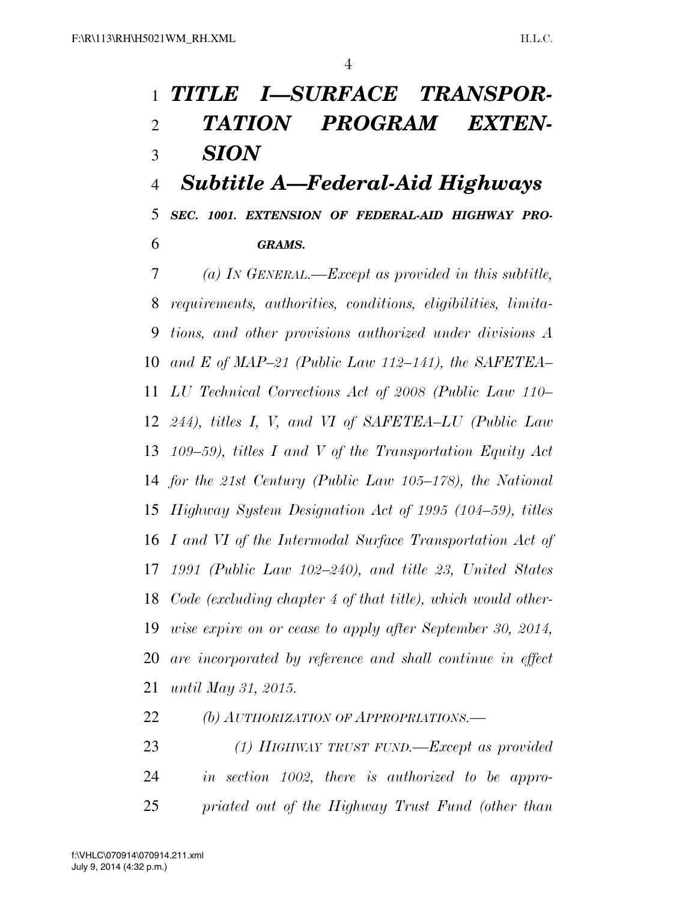# *TITLE I—SURFACE TRANSPORTATION PROGRAM EXTENSION*

## *Subtitle A—Federal-Aid Highways*

### *SEC. 1001. EXTENSION OF FEDERAL-AID HIGHWAY PROGRAMS.*

*(a) IN GENERAL.—Except as provided in this subtitle, requirements, authorities, conditions, eligibilities, limitations, and other provisions authorized under divisions A and E of MAP–21 (Public Law 112–141), the SAFETEA–LU Technical Corrections Act of 2008 (Public Law 110–244), titles I, V, and VI of SAFETEA–LU (Public Law 109–59), titles I and V of the Transportation Equity Act for the 21st Century (Public Law 105–178), the National Highway System Designation Act of 1995 (104–59), titles I and VI of the Intermodal Surface Transportation Act of 1991 (Public Law 102–240), and title 23, United States Code (excluding chapter 4 of that title), which would otherwise expire on or cease to apply after September 30, 2014, are incorporated by reference and shall continue in effect until May 31, 2015.*

*(b) AUTHORIZATION OF APPROPRIATIONS.—*

*(1) HIGHWAY TRUST FUND.—Except as provided in section 1002, there is authorized to be appropriated out of the Highway Trust Fund (other than*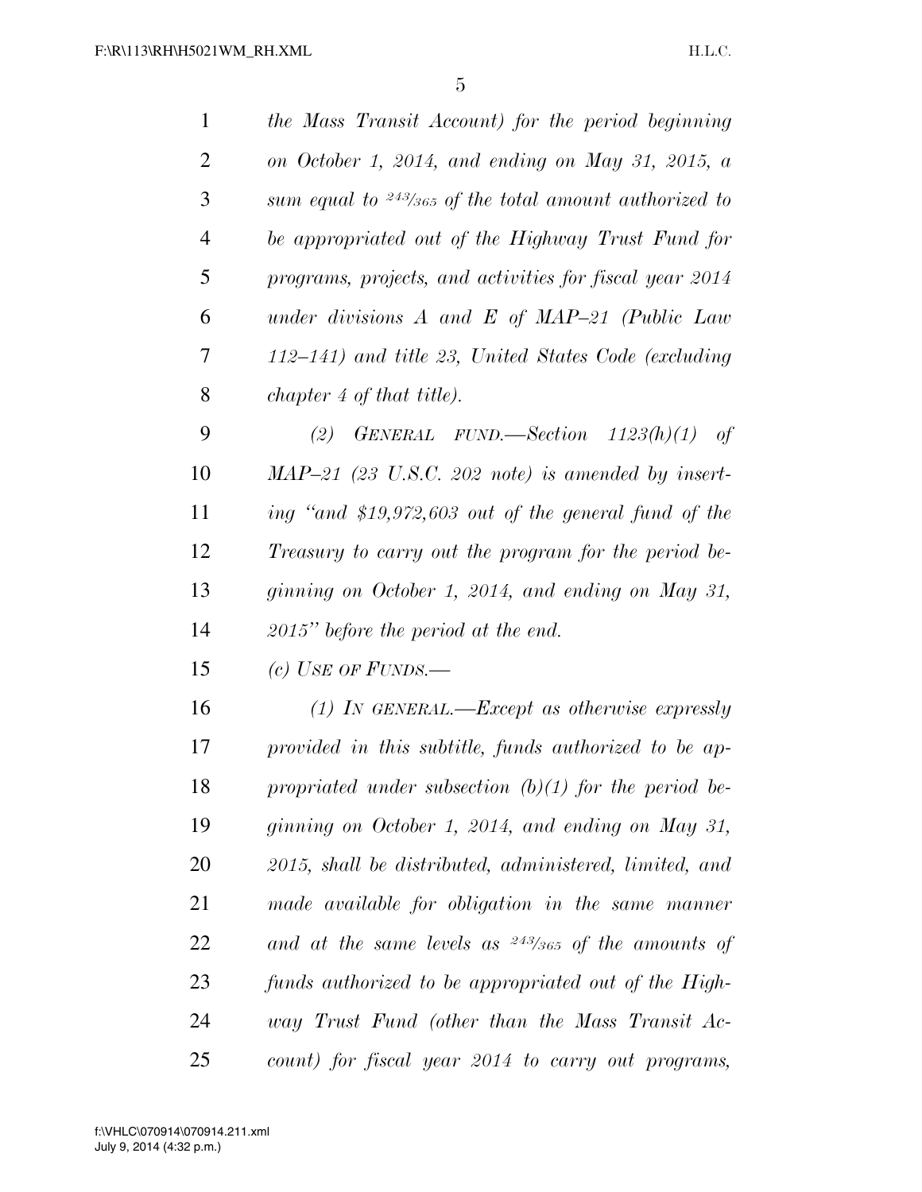*the Mass Transit Account) for the period beginning on October 1, 2014, and ending on May 31, 2015, a sum equal to 243/365 of the total amount authorized to be appropriated out of the Highway Trust Fund for programs, projects, and activities for fiscal year 2014 under divisions A and E of MAP–21 (Public Law 112–141) and title 23, United States Code (excluding chapter 4 of that title).*

*(2) GENERAL FUND.—Section 1123(h)(1) of MAP–21 (23 U.S.C. 202 note) is amended by inserting "and $19,972,603 out of the general fund of the Treasury to carry out the program for the period beginning on October 1, 2014, and ending on May 31, 2015" before the period at the end.*

*(c) USE OF FUNDS.—*

*(1) IN GENERAL.—Except as otherwise expressly provided in this subtitle, funds authorized to be appropriated under subsection (b)(1) for the period beginning on October 1, 2014, and ending on May 31, 2015, shall be distributed, administered, limited, and made available for obligation in the same manner and at the same levels as 243/365 of the amounts of funds authorized to be appropriated out of the Highway Trust Fund (other than the Mass Transit Account) for fiscal year 2014 to carry out programs,*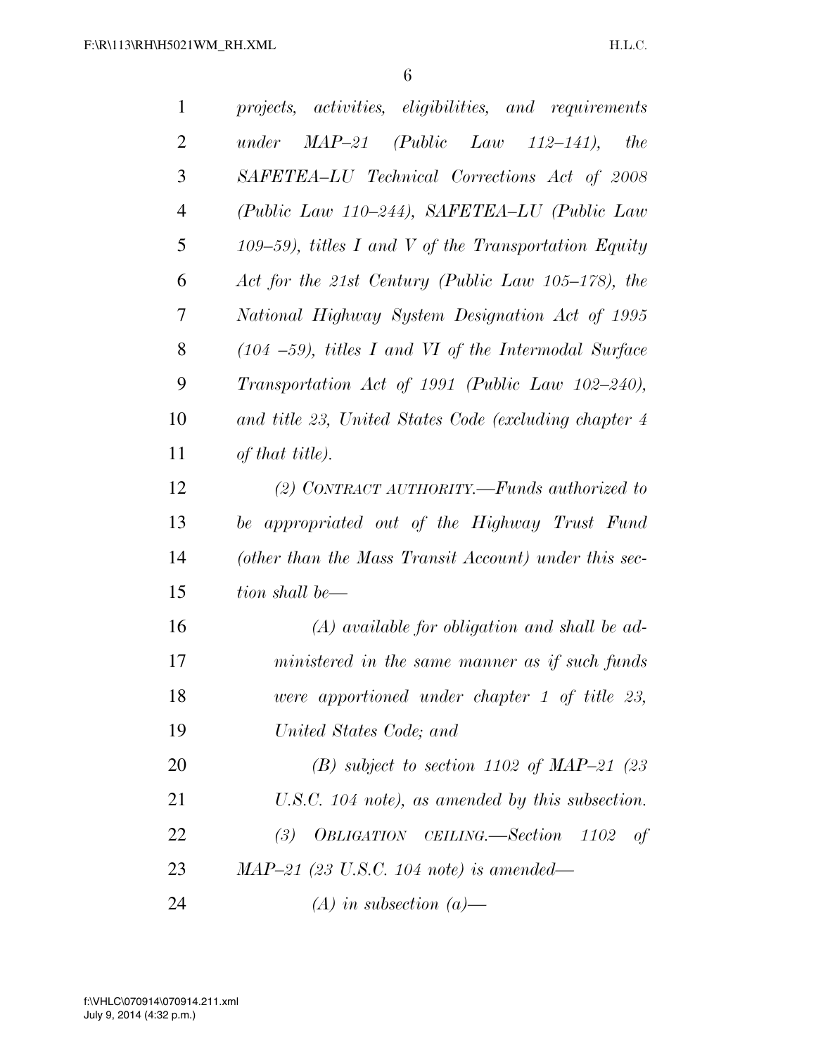*projects, activities, eligibilities, and requirements under MAP–21 (Public Law 112–141), the SAFETEA–LU Technical Corrections Act of 2008 (Public Law 110–244), SAFETEA–LU (Public Law 109–59), titles I and V of the Transportation Equity Act for the 21st Century (Public Law 105–178), the National Highway System Designation Act of 1995 (104 –59), titles I and VI of the Intermodal Surface Transportation Act of 1991 (Public Law 102–240), and title 23, United States Code (excluding chapter 4 of that title).*

*(2) CONTRACT AUTHORITY.—Funds authorized to be appropriated out of the Highway Trust Fund (other than the Mass Transit Account) under this section shall be—*

*(A) available for obligation and shall be administered in the same manner as if such funds were apportioned under chapter 1 of title 23, United States Code; and*

*(B) subject to section 1102 of MAP–21 (23 U.S.C. 104 note), as amended by this subsection.*

*(3) OBLIGATION CEILING.—Section 1102 of MAP–21 (23 U.S.C. 104 note) is amended—*

*(A) in subsection (a)—*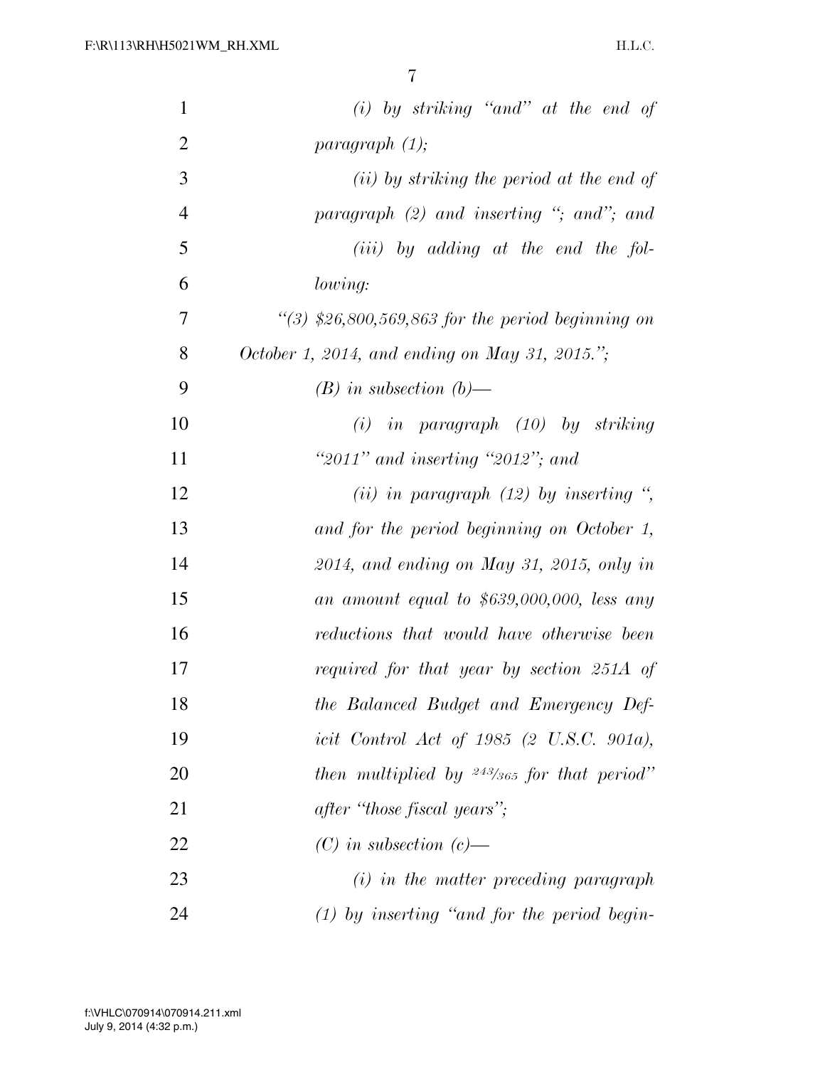*(i) by striking "and" at the end of paragraph (1);*

*(ii) by striking the period at the end of paragraph (2) and inserting "; and"; and*

*(iii) by adding at the end the following:*

*"(3) $26,800,569,863 for the period beginning on October 1, 2014, and ending on May 31, 2015.";*

*(B) in subsection (b)—*

*(i) in paragraph (10) by striking "2011" and inserting "2012"; and*

*(ii) in paragraph (12) by inserting ", and for the period beginning on October 1, 2014, and ending on May 31, 2015, only in an amount equal to $639,000,000, less any reductions that would have otherwise been required for that year by section 251A of the Balanced Budget and Emergency Deficit Control Act of 1985 (2 U.S.C. 901a), then multiplied by 243/365 for that period" after "those fiscal years";*

*(C) in subsection (c)—*

*(i) in the matter preceding paragraph (1) by inserting "and for the period begin-*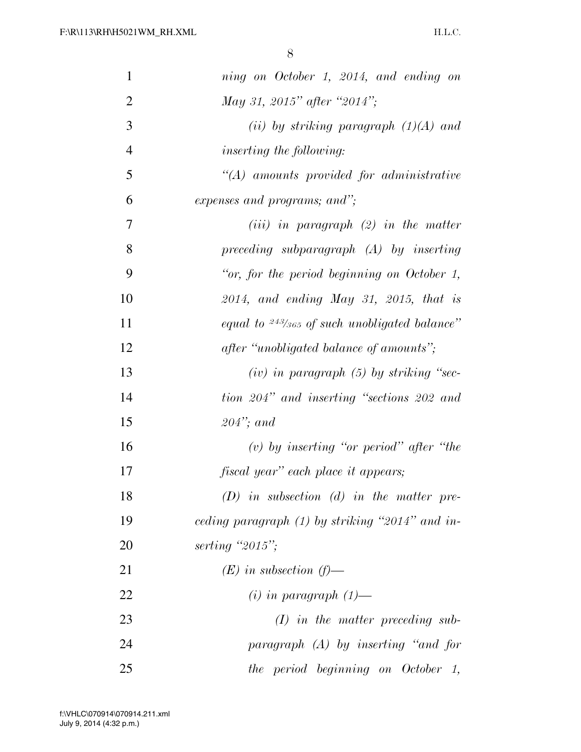*ning on October 1, 2014, and ending on May 31, 2015" after "2014";*

*(ii) by striking paragraph (1)(A) and inserting the following:*

*"(A) amounts provided for administrative expenses and programs; and";*

*(iii) in paragraph (2) in the matter preceding subparagraph (A) by inserting "or, for the period beginning on October 1, 2014, and ending May 31, 2015, that is equal to 243/365 of such unobligated balance" after "unobligated balance of amounts";*

*(iv) in paragraph (5) by striking "section 204" and inserting "sections 202 and 204"; and*

*(v) by inserting "or period" after "the fiscal year" each place it appears;*

*(D) in subsection (d) in the matter preceding paragraph (1) by striking "2014" and inserting "2015";*

*(E) in subsection (f)—*

*(i) in paragraph (1)—*

*(I) in the matter preceding subparagraph (A) by inserting "and for the period beginning on October 1,*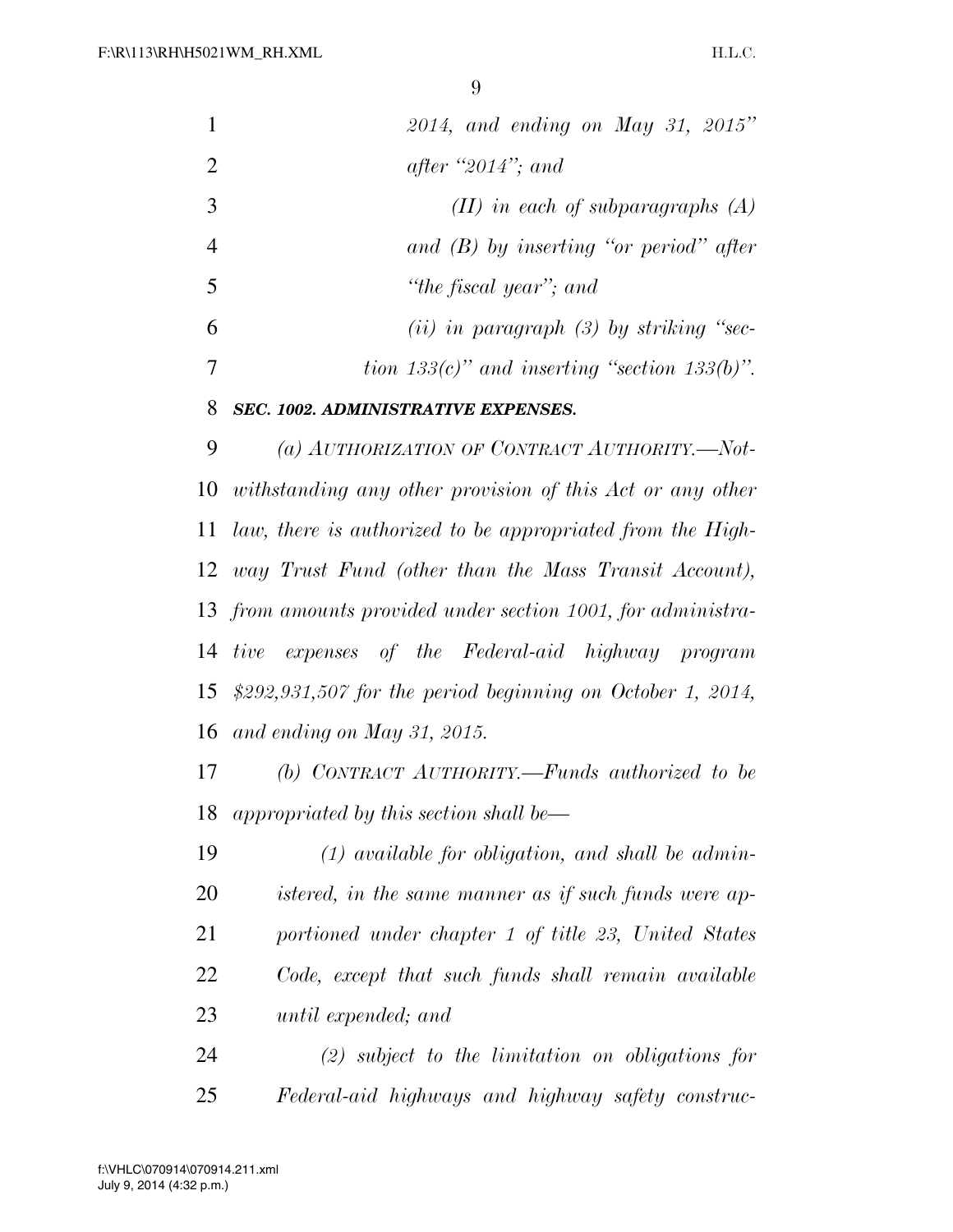*2014, and ending on May 31, 2015" after "2014"; and*

*(II) in each of subparagraphs (A) and (B) by inserting "or period" after "the fiscal year"; and*

*(ii) in paragraph (3) by striking "section 133(c)" and inserting "section 133(b)".*

***SEC. 1002. ADMINISTRATIVE EXPENSES.***

*(a) AUTHORIZATION OF CONTRACT AUTHORITY.—Notwithstanding any other provision of this Act or any other law, there is authorized to be appropriated from the Highway Trust Fund (other than the Mass Transit Account), from amounts provided under section 1001, for administrative expenses of the Federal-aid highway program $292,931,507 for the period beginning on October 1, 2014, and ending on May 31, 2015.*

*(b) CONTRACT AUTHORITY.—Funds authorized to be appropriated by this section shall be—*

*(1) available for obligation, and shall be administered, in the same manner as if such funds were apportioned under chapter 1 of title 23, United States Code, except that such funds shall remain available until expended; and*

*(2) subject to the limitation on obligations for Federal-aid highways and highway safety construc-*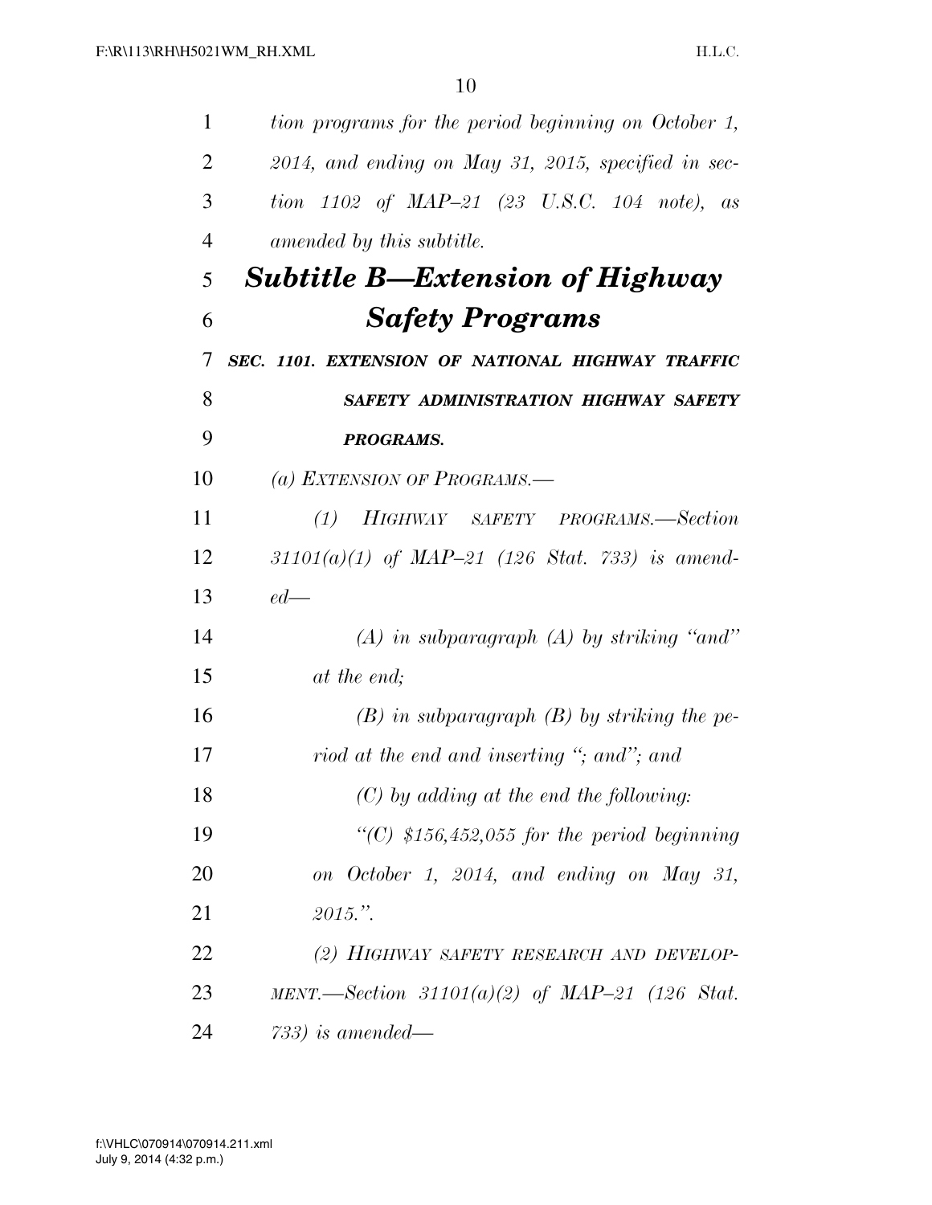*tion programs for the period beginning on October 1, 2014, and ending on May 31, 2015, specified in section 1102 of MAP–21 (23 U.S.C. 104 note), as amended by this subtitle.*

## *Subtitle B—Extension of Highway Safety Programs*

***SEC. 1101. EXTENSION OF NATIONAL HIGHWAY TRAFFIC SAFETY ADMINISTRATION HIGHWAY SAFETY PROGRAMS.***

*(a) EXTENSION OF PROGRAMS.—*

*(1) HIGHWAY SAFETY PROGRAMS.—Section 31101(a)(1) of MAP–21 (126 Stat. 733) is amended—*

*(A) in subparagraph (A) by striking "and" at the end;*

*(B) in subparagraph (B) by striking the period at the end and inserting "; and"; and*

*(C) by adding at the end the following:*

*"(C) $156,452,055 for the period beginning on October 1, 2014, and ending on May 31, 2015.".*

*(2) HIGHWAY SAFETY RESEARCH AND DEVELOPMENT.—Section 31101(a)(2) of MAP–21 (126 Stat. 733) is amended—*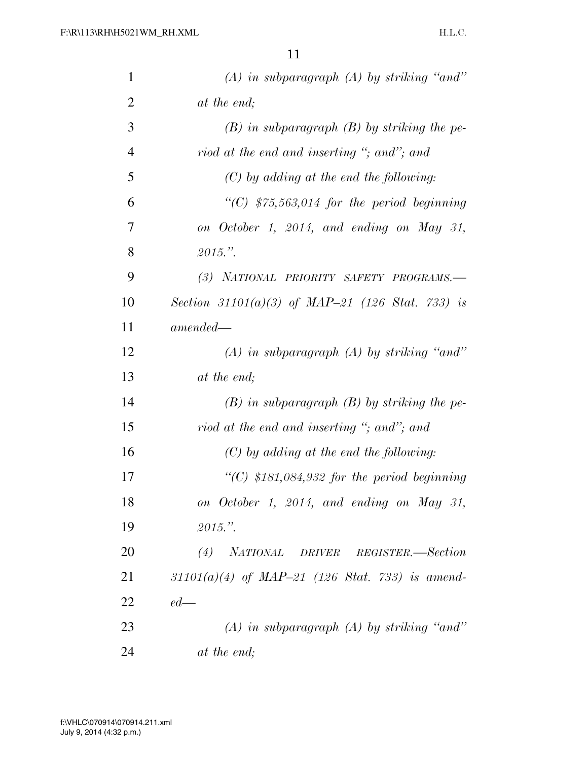*(A) in subparagraph (A) by striking "and" at the end;*

*(B) in subparagraph (B) by striking the period at the end and inserting "; and"; and*

*(C) by adding at the end the following:*

*"(C) $75,563,014 for the period beginning on October 1, 2014, and ending on May 31, 2015.".*

*(3) NATIONAL PRIORITY SAFETY PROGRAMS.—Section 31101(a)(3) of MAP–21 (126 Stat. 733) is amended—*

*(A) in subparagraph (A) by striking "and" at the end;*

*(B) in subparagraph (B) by striking the period at the end and inserting "; and"; and*

*(C) by adding at the end the following:*

*"(C) $181,084,932 for the period beginning on October 1, 2014, and ending on May 31, 2015.".*

*(4) NATIONAL DRIVER REGISTER.—Section 31101(a)(4) of MAP–21 (126 Stat. 733) is amended—*

*(A) in subparagraph (A) by striking "and" at the end;*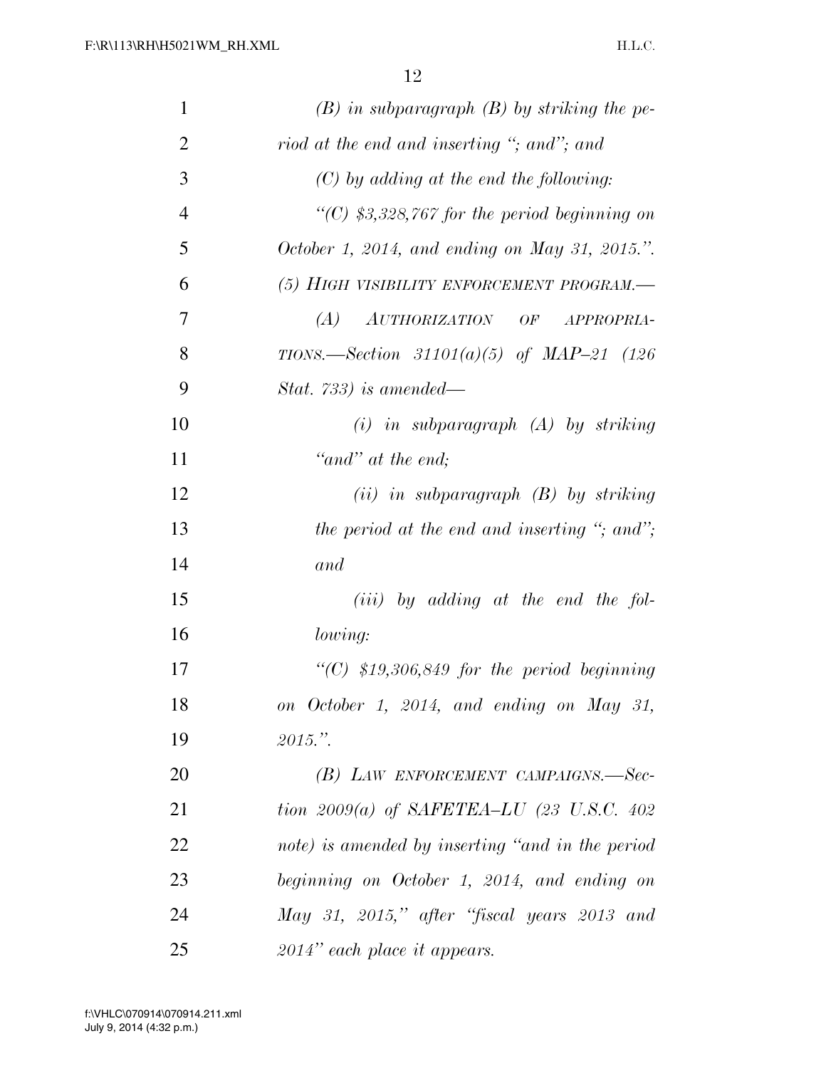*(B) in subparagraph (B) by striking the period at the end and inserting "; and"; and*

*(C) by adding at the end the following:*

*"(C) $3,328,767 for the period beginning on October 1, 2014, and ending on May 31, 2015.".*

*(5) HIGH VISIBILITY ENFORCEMENT PROGRAM.—*

*(A) AUTHORIZATION OF APPROPRIATIONS.—Section 31101(a)(5) of MAP–21 (126 Stat. 733) is amended—*

*(i) in subparagraph (A) by striking "and" at the end;*

*(ii) in subparagraph (B) by striking the period at the end and inserting "; and"; and*

*(iii) by adding at the end the following:*

*"(C) $19,306,849 for the period beginning on October 1, 2014, and ending on May 31, 2015.".*

*(B) LAW ENFORCEMENT CAMPAIGNS.—Section 2009(a) of SAFETEA–LU (23 U.S.C. 402 note) is amended by inserting "and in the period beginning on October 1, 2014, and ending on May 31, 2015," after "fiscal years 2013 and 2014" each place it appears.*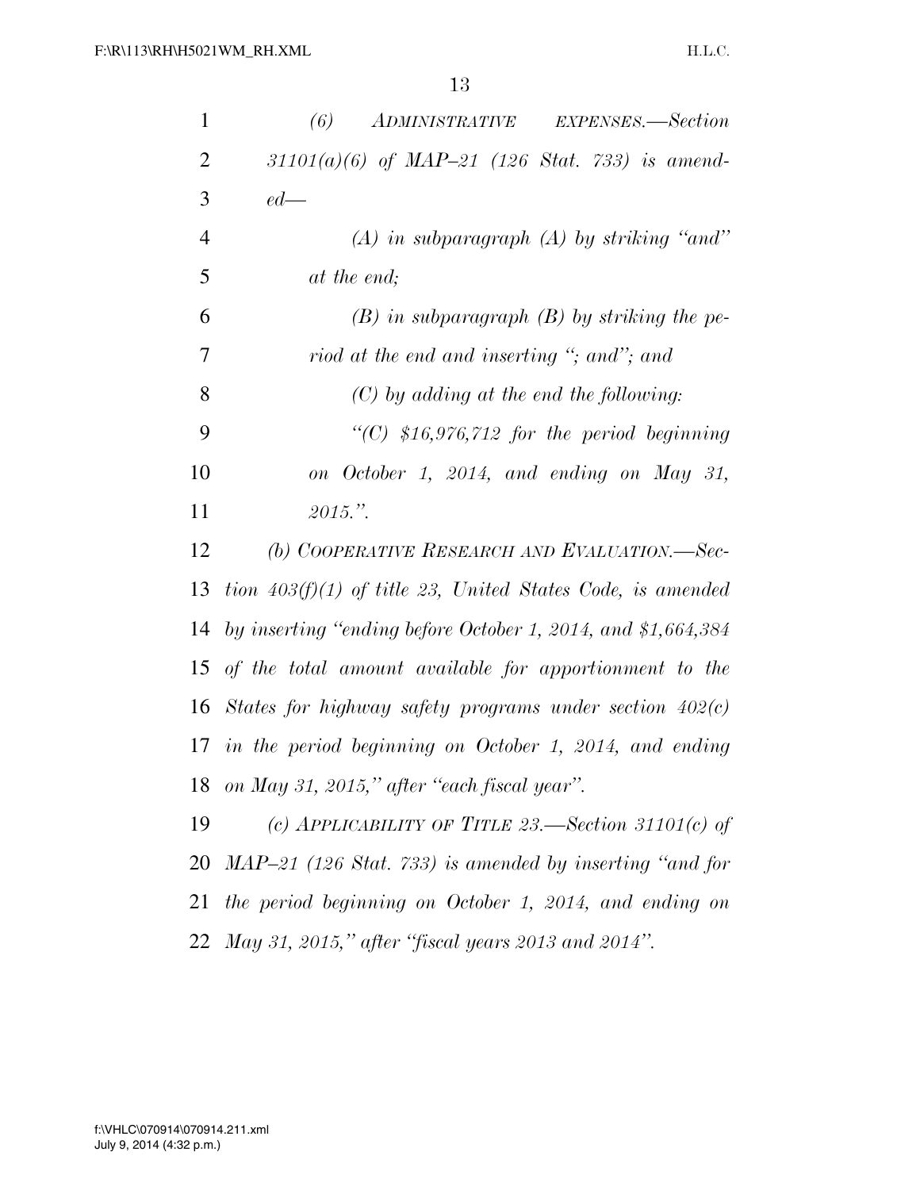*(6) ADMINISTRATIVE EXPENSES.—Section 31101(a)(6) of MAP–21 (126 Stat. 733) is amended—*

*(A) in subparagraph (A) by striking "and" at the end;*

*(B) in subparagraph (B) by striking the period at the end and inserting "; and"; and*

*(C) by adding at the end the following:*

*"(C) $16,976,712 for the period beginning on October 1, 2014, and ending on May 31, 2015.".*

*(b) COOPERATIVE RESEARCH AND EVALUATION.—Section 403(f)(1) of title 23, United States Code, is amended by inserting "ending before October 1, 2014, and $1,664,384 of the total amount available for apportionment to the States for highway safety programs under section 402(c) in the period beginning on October 1, 2014, and ending on May 31, 2015," after "each fiscal year".*

*(c) APPLICABILITY OF TITLE 23.—Section 31101(c) of MAP–21 (126 Stat. 733) is amended by inserting "and for the period beginning on October 1, 2014, and ending on May 31, 2015," after "fiscal years 2013 and 2014".*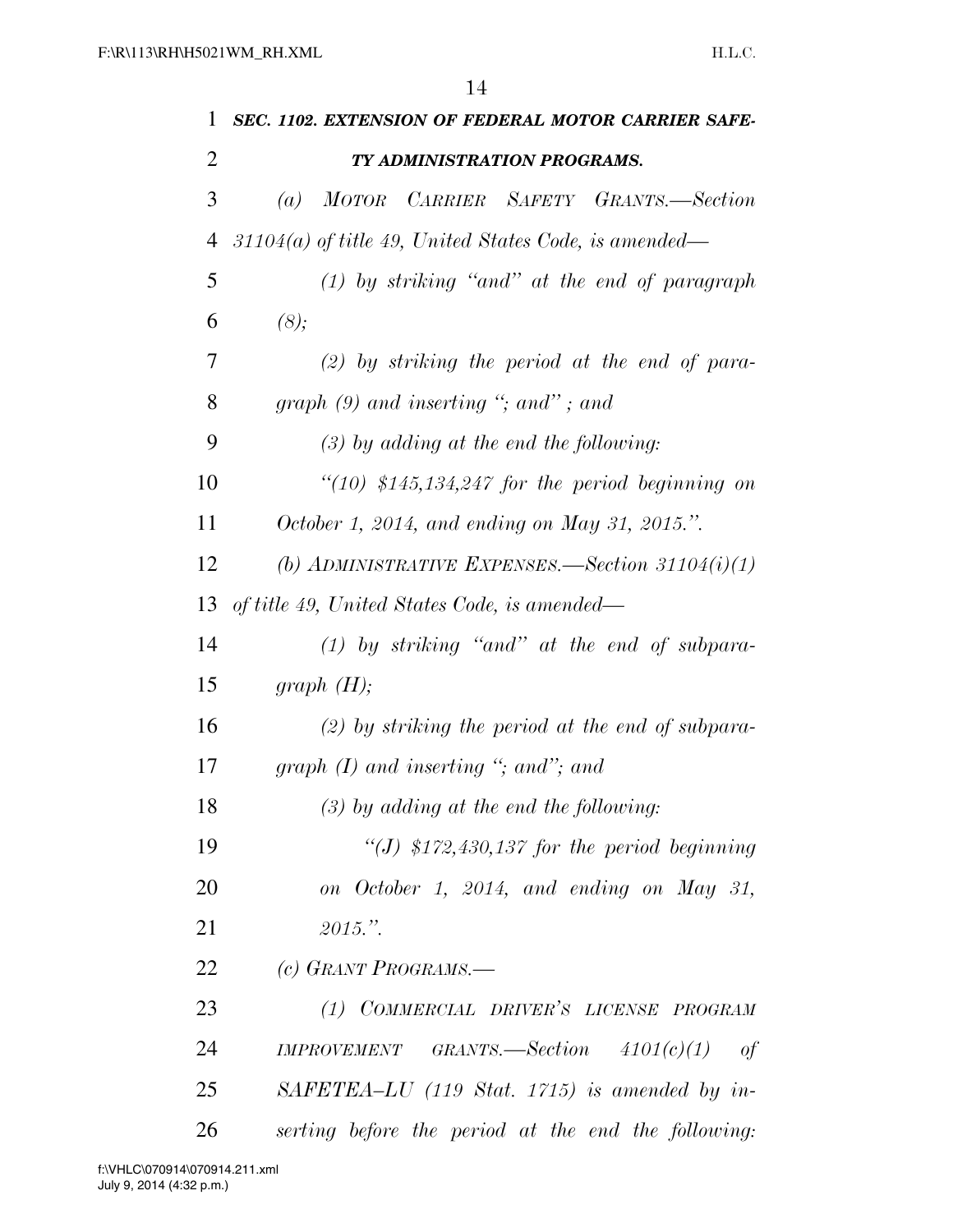***SEC. 1102. EXTENSION OF FEDERAL MOTOR CARRIER SAFETY ADMINISTRATION PROGRAMS.***

*(a) MOTOR CARRIER SAFETY GRANTS.—Section 31104(a) of title 49, United States Code, is amended—*

*(1) by striking "and" at the end of paragraph (8);*

*(2) by striking the period at the end of paragraph (9) and inserting "; and" ; and*

*(3) by adding at the end the following:*

*"(10) $145,134,247 for the period beginning on October 1, 2014, and ending on May 31, 2015.".*

*(b) ADMINISTRATIVE EXPENSES.—Section 31104(i)(1) of title 49, United States Code, is amended—*

*(1) by striking "and" at the end of subparagraph (H);*

*(2) by striking the period at the end of subparagraph (I) and inserting "; and"; and*

*(3) by adding at the end the following:*

*"(J) $172,430,137 for the period beginning on October 1, 2014, and ending on May 31, 2015.".*

*(c) GRANT PROGRAMS.—*

*(1) COMMERCIAL DRIVER'S LICENSE PROGRAM IMPROVEMENT GRANTS.—Section 4101(c)(1) of SAFETEA–LU (119 Stat. 1715) is amended by inserting before the period at the end the following:*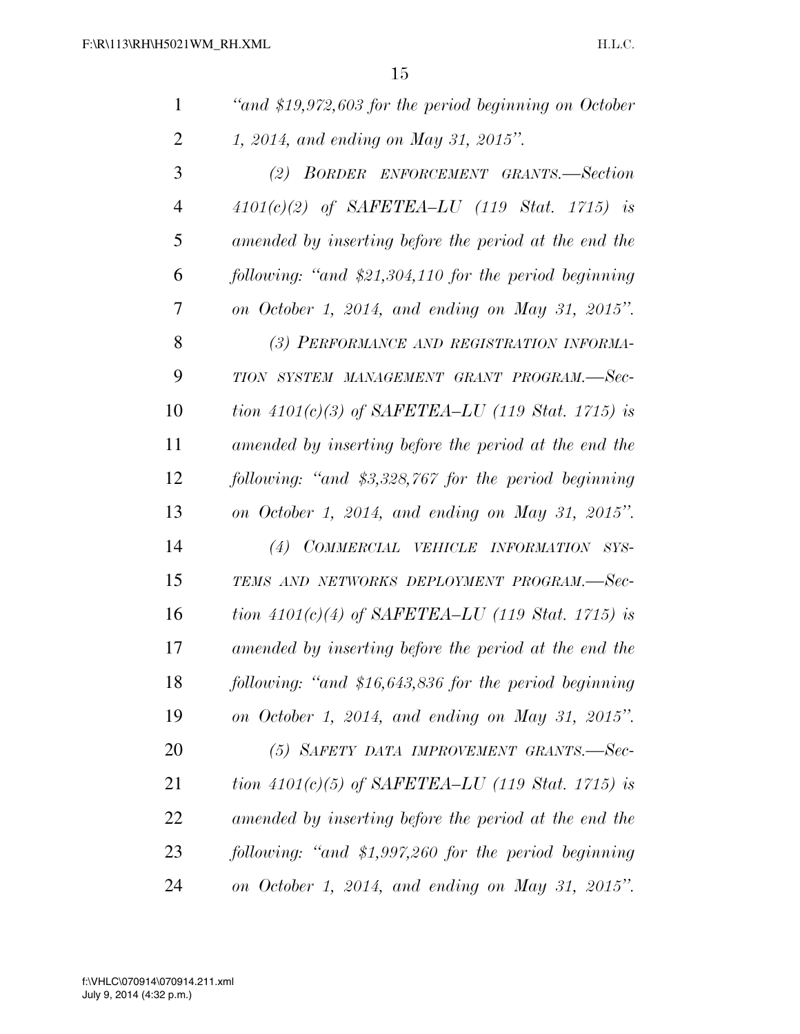*"and $19,972,603 for the period beginning on October 1, 2014, and ending on May 31, 2015".*

*(2) BORDER ENFORCEMENT GRANTS.—Section 4101(c)(2) of SAFETEA–LU (119 Stat. 1715) is amended by inserting before the period at the end the following: "and $21,304,110 for the period beginning on October 1, 2014, and ending on May 31, 2015".*

*(3) PERFORMANCE AND REGISTRATION INFORMATION SYSTEM MANAGEMENT GRANT PROGRAM.—Section 4101(c)(3) of SAFETEA–LU (119 Stat. 1715) is amended by inserting before the period at the end the following: "and $3,328,767 for the period beginning on October 1, 2014, and ending on May 31, 2015".*

*(4) COMMERCIAL VEHICLE INFORMATION SYSTEMS AND NETWORKS DEPLOYMENT PROGRAM.—Section 4101(c)(4) of SAFETEA–LU (119 Stat. 1715) is amended by inserting before the period at the end the following: "and $16,643,836 for the period beginning on October 1, 2014, and ending on May 31, 2015".*

*(5) SAFETY DATA IMPROVEMENT GRANTS.—Section 4101(c)(5) of SAFETEA–LU (119 Stat. 1715) is amended by inserting before the period at the end the following: "and $1,997,260 for the period beginning on October 1, 2014, and ending on May 31, 2015".*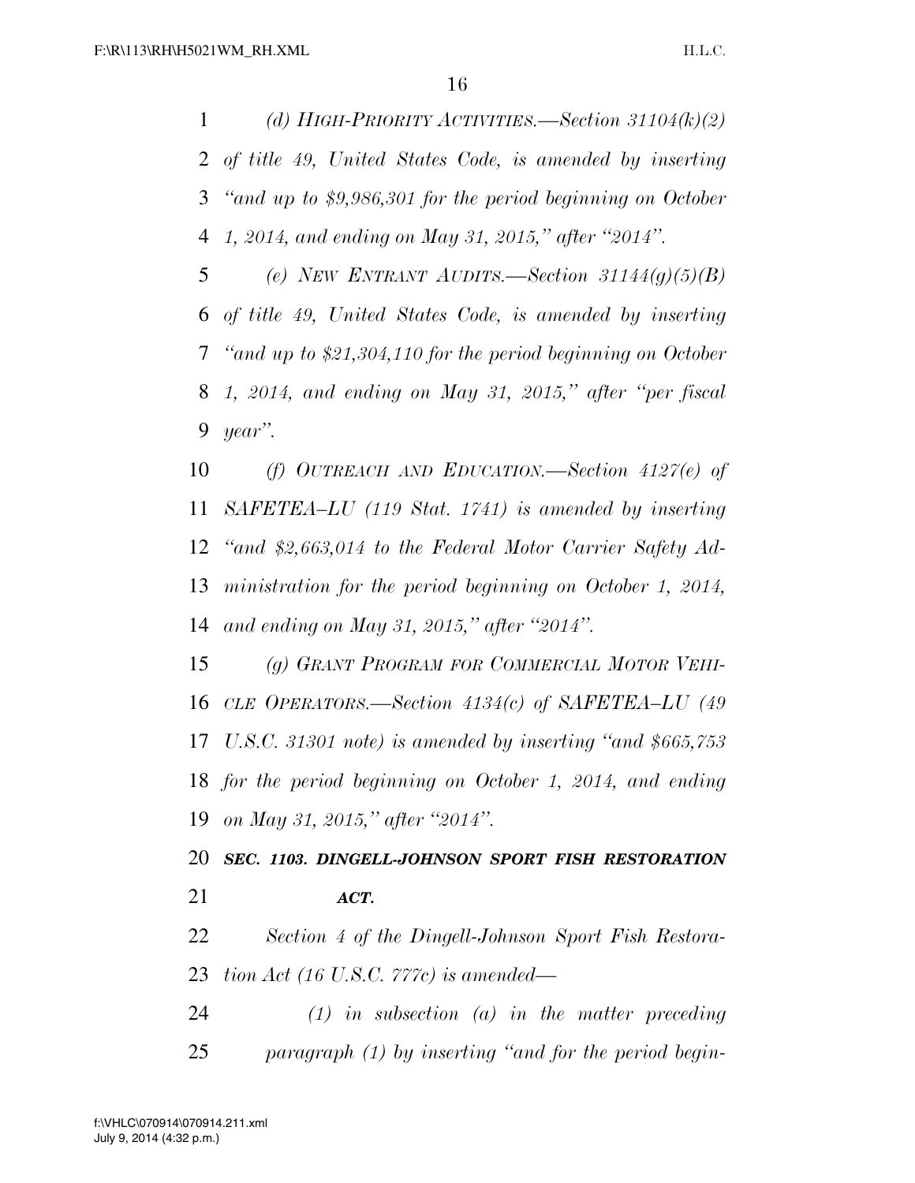*(d) HIGH-PRIORITY ACTIVITIES.—Section 31104(k)(2) of title 49, United States Code, is amended by inserting "and up to $9,986,301 for the period beginning on October 1, 2014, and ending on May 31, 2015," after "2014".*

*(e) NEW ENTRANT AUDITS.—Section 31144(g)(5)(B) of title 49, United States Code, is amended by inserting "and up to $21,304,110 for the period beginning on October 1, 2014, and ending on May 31, 2015," after "per fiscal year".*

*(f) OUTREACH AND EDUCATION.—Section 4127(e) of SAFETEA–LU (119 Stat. 1741) is amended by inserting "and $2,663,014 to the Federal Motor Carrier Safety Administration for the period beginning on October 1, 2014, and ending on May 31, 2015," after "2014".*

*(g) GRANT PROGRAM FOR COMMERCIAL MOTOR VEHICLE OPERATORS.—Section 4134(c) of SAFETEA–LU (49 U.S.C. 31301 note) is amended by inserting "and $665,753 for the period beginning on October 1, 2014, and ending on May 31, 2015," after "2014".*

***SEC. 1103. DINGELL-JOHNSON SPORT FISH RESTORATION ACT.***

*Section 4 of the Dingell-Johnson Sport Fish Restoration Act (16 U.S.C. 777c) is amended—*

*(1) in subsection (a) in the matter preceding paragraph (1) by inserting "and for the period begin-*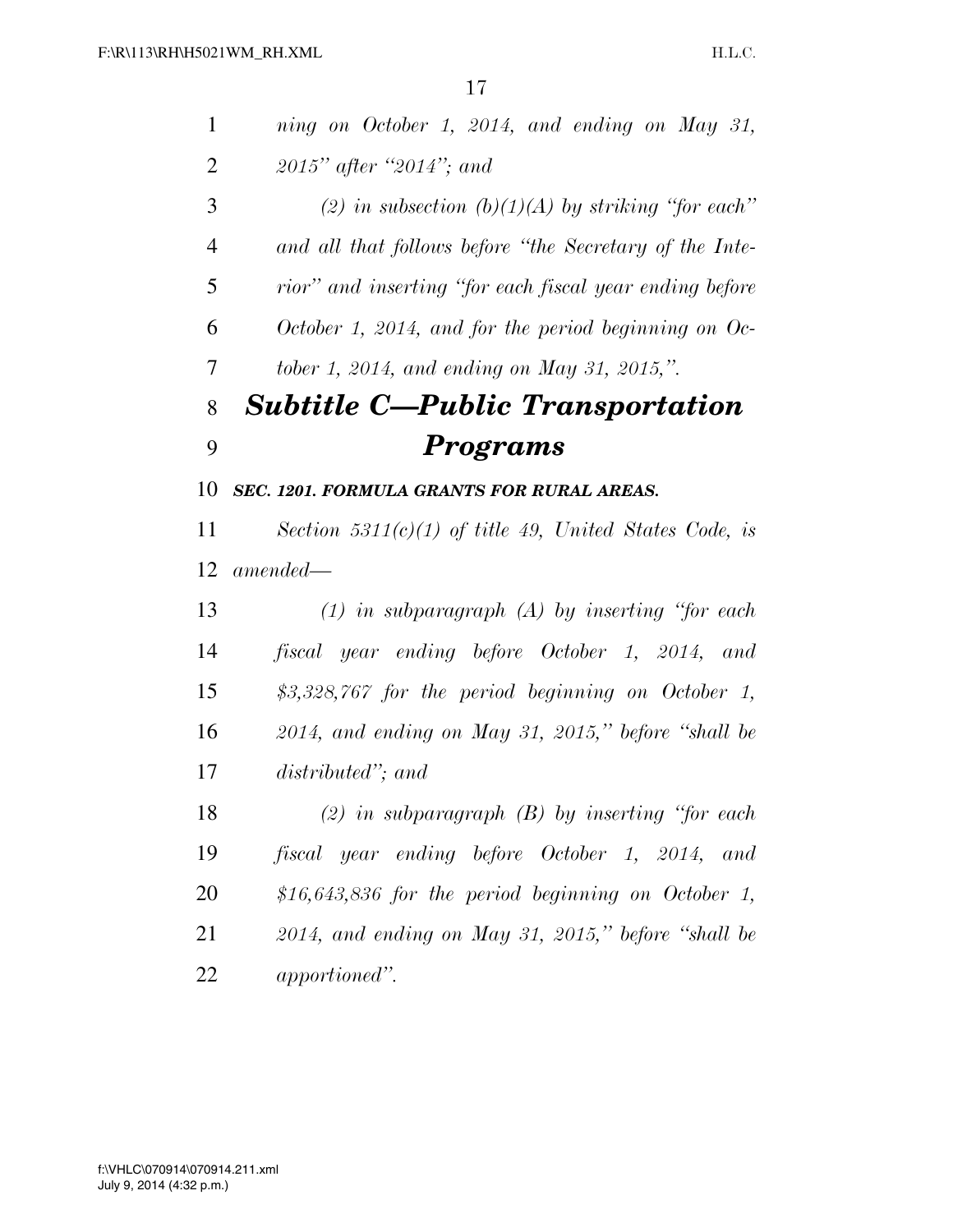*ning on October 1, 2014, and ending on May 31, 2015" after "2014"; and*

*(2) in subsection (b)(1)(A) by striking "for each" and all that follows before "the Secretary of the Interior" and inserting "for each fiscal year ending before October 1, 2014, and for the period beginning on October 1, 2014, and ending on May 31, 2015,".*

## *Subtitle C—Public Transportation Programs*

### *SEC. 1201. FORMULA GRANTS FOR RURAL AREAS.*

*Section 5311(c)(1) of title 49, United States Code, is amended—*

*(1) in subparagraph (A) by inserting "for each fiscal year ending before October 1, 2014, and $3,328,767 for the period beginning on October 1, 2014, and ending on May 31, 2015," before "shall be distributed"; and*

*(2) in subparagraph (B) by inserting "for each fiscal year ending before October 1, 2014, and $16,643,836 for the period beginning on October 1, 2014, and ending on May 31, 2015," before "shall be apportioned".*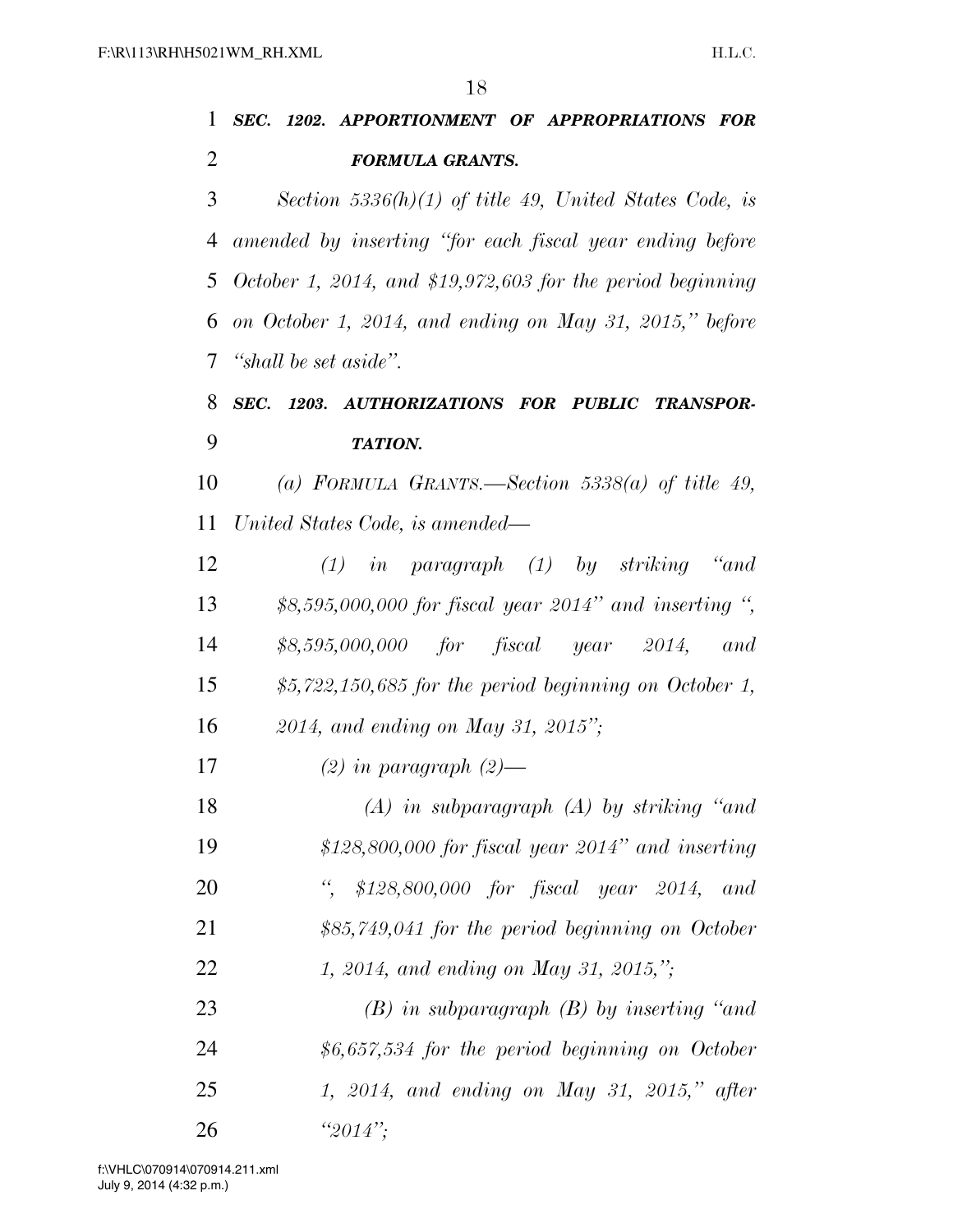***SEC. 1202. APPORTIONMENT OF APPROPRIATIONS FOR FORMULA GRANTS.***

*Section 5336(h)(1) of title 49, United States Code, is amended by inserting "for each fiscal year ending before October 1, 2014, and $19,972,603 for the period beginning on October 1, 2014, and ending on May 31, 2015," before "shall be set aside".*

***SEC. 1203. AUTHORIZATIONS FOR PUBLIC TRANSPORTATION.***

*(a) FORMULA GRANTS.—Section 5338(a) of title 49, United States Code, is amended—*

*(1) in paragraph (1) by striking "and $8,595,000,000 for fiscal year 2014" and inserting ", $8,595,000,000 for fiscal year 2014, and $5,722,150,685 for the period beginning on October 1, 2014, and ending on May 31, 2015";*

*(2) in paragraph (2)—*

*(A) in subparagraph (A) by striking "and $128,800,000 for fiscal year 2014" and inserting ", $128,800,000 for fiscal year 2014, and $85,749,041 for the period beginning on October 1, 2014, and ending on May 31, 2015,";*

*(B) in subparagraph (B) by inserting "and $6,657,534 for the period beginning on October 1, 2014, and ending on May 31, 2015," after "2014";*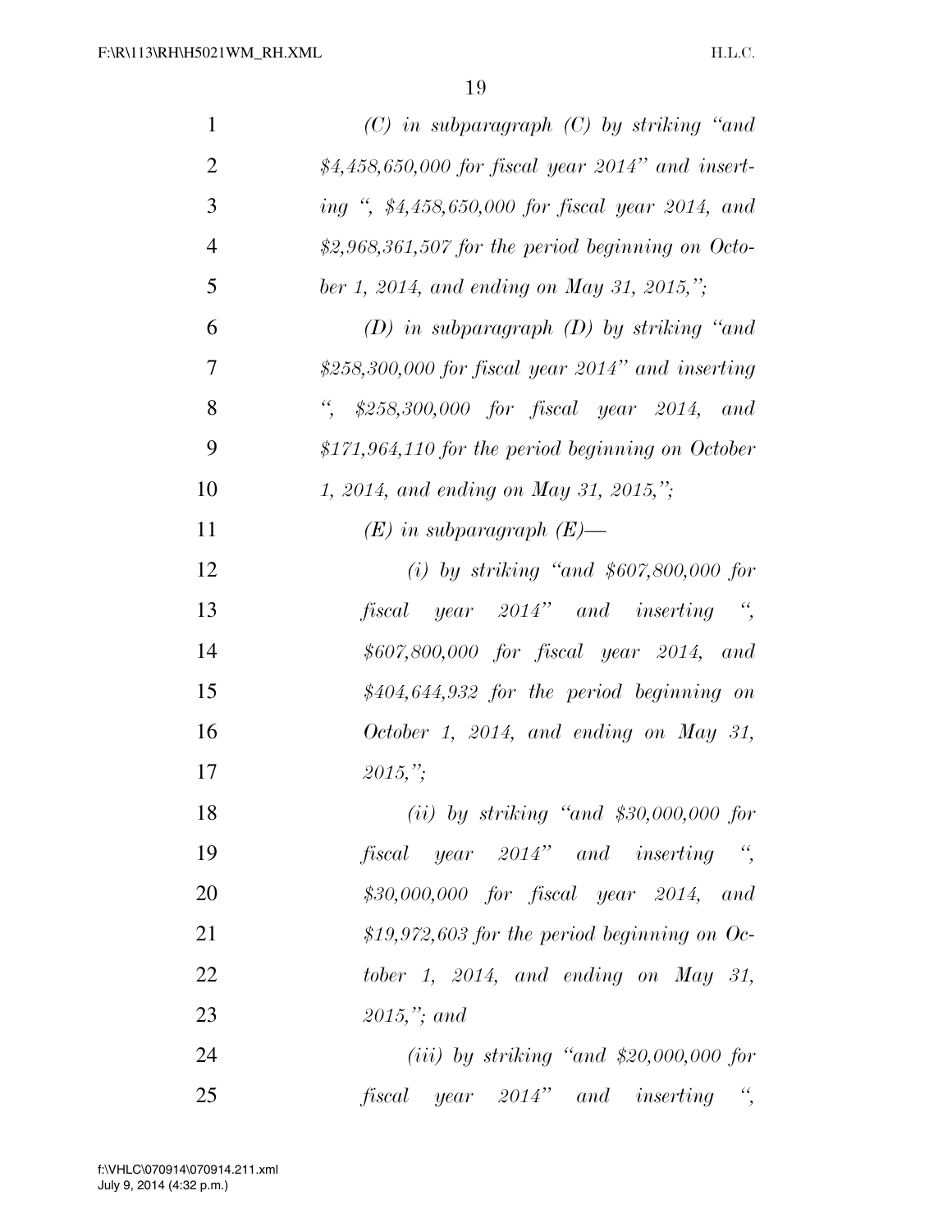*(C) in subparagraph (C) by striking "and $4,458,650,000 for fiscal year 2014" and inserting ", $4,458,650,000 for fiscal year 2014, and $2,968,361,507 for the period beginning on October 1, 2014, and ending on May 31, 2015,";*

*(D) in subparagraph (D) by striking "and $258,300,000 for fiscal year 2014" and inserting ", $258,300,000 for fiscal year 2014, and $171,964,110 for the period beginning on October 1, 2014, and ending on May 31, 2015,";*

*(E) in subparagraph (E)—*

*(i) by striking "and $607,800,000 for fiscal year 2014" and inserting ", $607,800,000 for fiscal year 2014, and $404,644,932 for the period beginning on October 1, 2014, and ending on May 31, 2015,";*

*(ii) by striking "and $30,000,000 for fiscal year 2014" and inserting ", $30,000,000 for fiscal year 2014, and $19,972,603 for the period beginning on October 1, 2014, and ending on May 31, 2015,"; and*

*(iii) by striking "and $20,000,000 for fiscal year 2014" and inserting ",*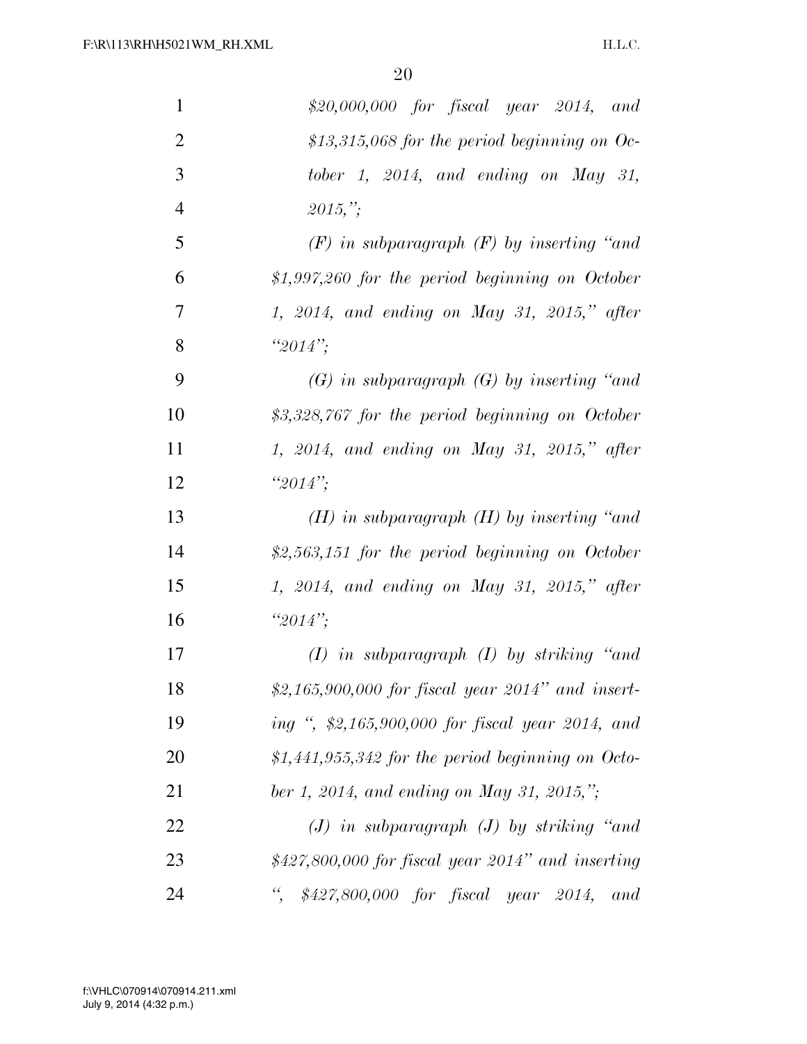*$20,000,000 for fiscal year 2014, and $13,315,068 for the period beginning on October 1, 2014, and ending on May 31, 2015,";*

*(F) in subparagraph (F) by inserting "and $1,997,260 for the period beginning on October 1, 2014, and ending on May 31, 2015," after "2014";*

*(G) in subparagraph (G) by inserting "and $3,328,767 for the period beginning on October 1, 2014, and ending on May 31, 2015," after "2014";*

*(H) in subparagraph (H) by inserting "and $2,563,151 for the period beginning on October 1, 2014, and ending on May 31, 2015," after "2014";*

*(I) in subparagraph (I) by striking "and $2,165,900,000 for fiscal year 2014" and inserting ", $2,165,900,000 for fiscal year 2014, and $1,441,955,342 for the period beginning on October 1, 2014, and ending on May 31, 2015,";*

*(J) in subparagraph (J) by striking "and $427,800,000 for fiscal year 2014" and inserting ", $427,800,000 for fiscal year 2014, and*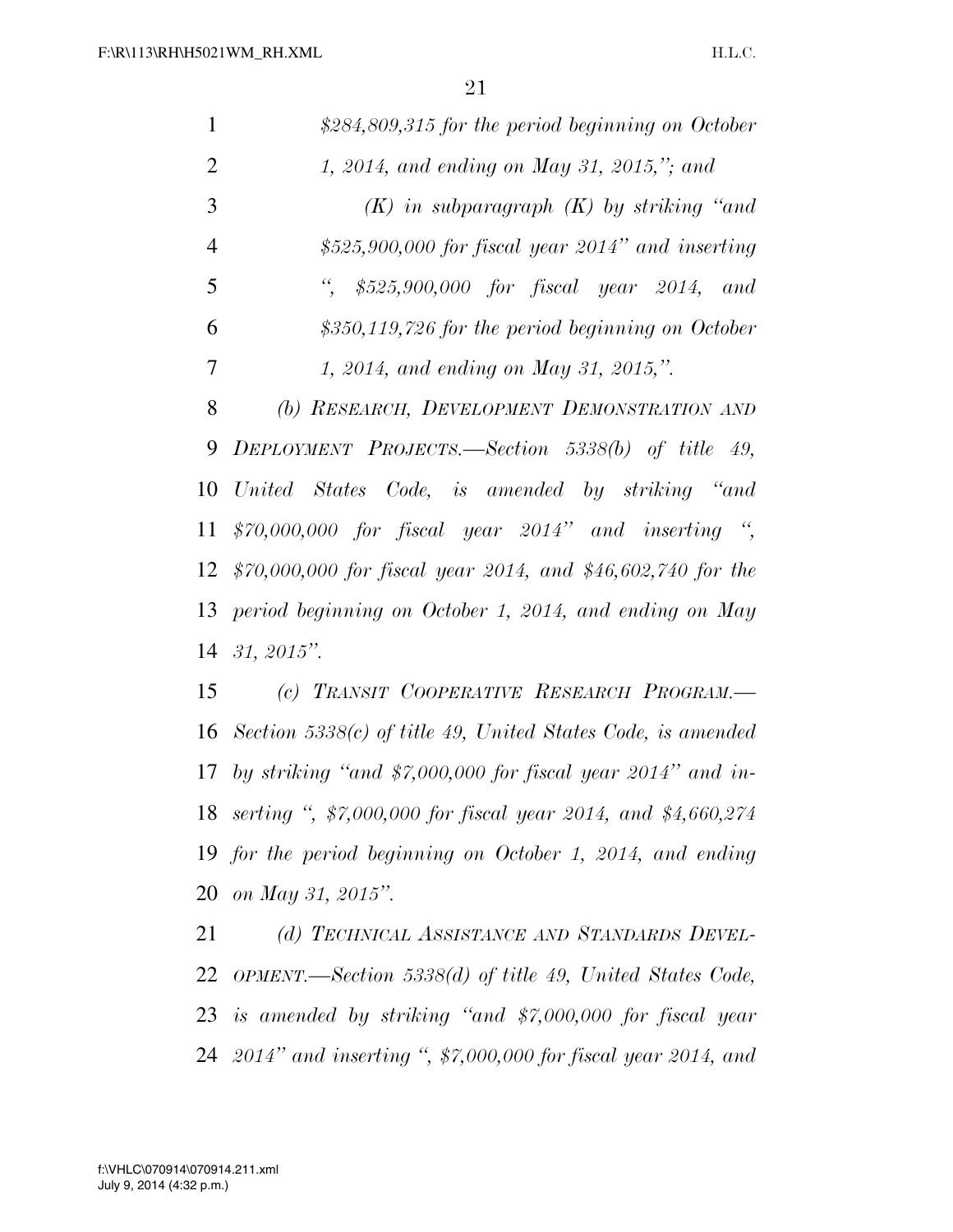*$284,809,315 for the period beginning on October 1, 2014, and ending on May 31, 2015,"; and*

*(K) in subparagraph (K) by striking "and $525,900,000 for fiscal year 2014" and inserting ", $525,900,000 for fiscal year 2014, and $350,119,726 for the period beginning on October 1, 2014, and ending on May 31, 2015,".*

*(b) RESEARCH, DEVELOPMENT DEMONSTRATION AND DEPLOYMENT PROJECTS.—Section 5338(b) of title 49, United States Code, is amended by striking "and $70,000,000 for fiscal year 2014" and inserting ", $70,000,000 for fiscal year 2014, and $46,602,740 for the period beginning on October 1, 2014, and ending on May 31, 2015".*

*(c) TRANSIT COOPERATIVE RESEARCH PROGRAM.—Section 5338(c) of title 49, United States Code, is amended by striking "and $7,000,000 for fiscal year 2014" and inserting ", $7,000,000 for fiscal year 2014, and $4,660,274 for the period beginning on October 1, 2014, and ending on May 31, 2015".*

*(d) TECHNICAL ASSISTANCE AND STANDARDS DEVELOPMENT.—Section 5338(d) of title 49, United States Code, is amended by striking "and $7,000,000 for fiscal year 2014" and inserting ", $7,000,000 for fiscal year 2014, and*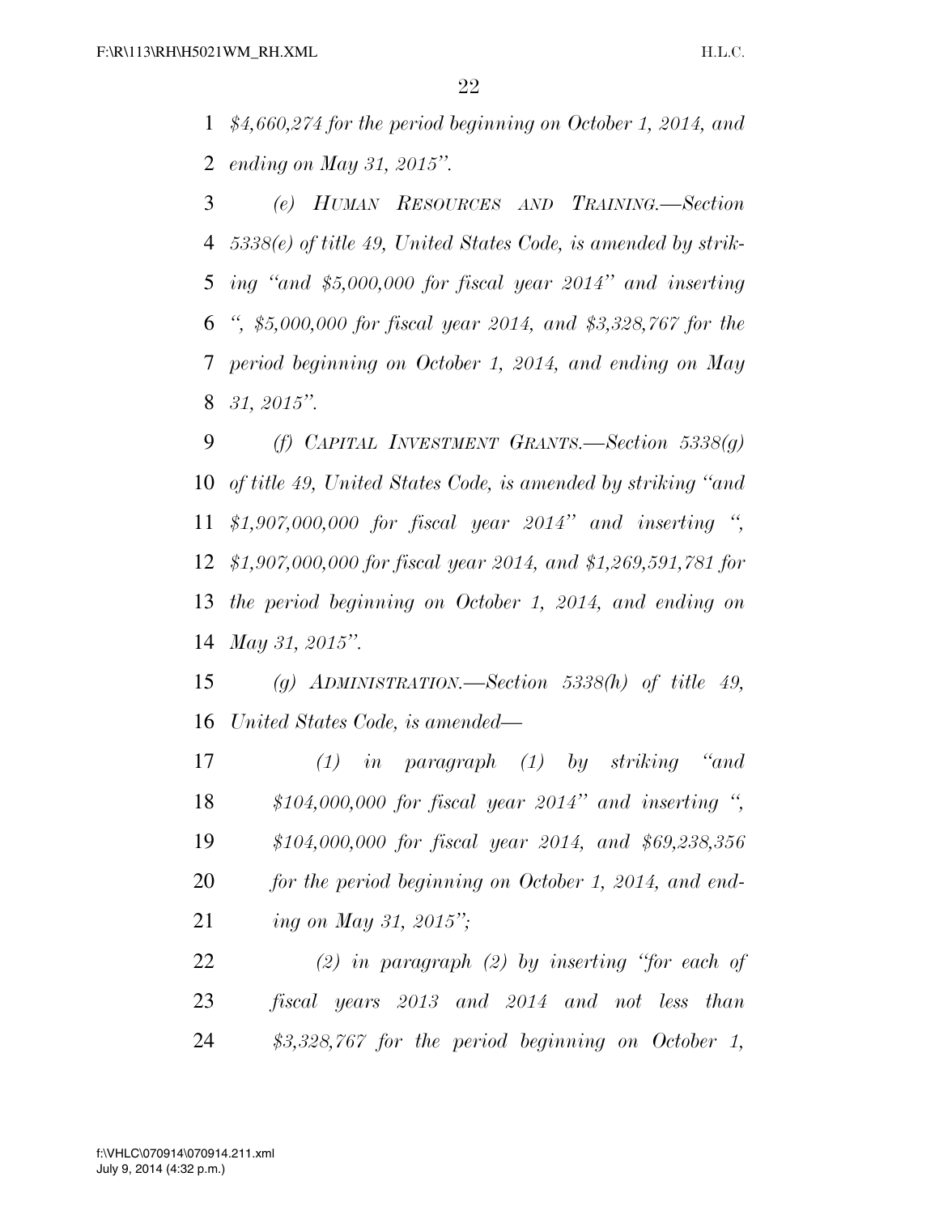*$4,660,274 for the period beginning on October 1, 2014, and ending on May 31, 2015''.*

*(e) HUMAN RESOURCES AND TRAINING.—Section 5338(e) of title 49, United States Code, is amended by striking ''and $5,000,000 for fiscal year 2014'' and inserting '', $5,000,000 for fiscal year 2014, and $3,328,767 for the period beginning on October 1, 2014, and ending on May 31, 2015''.*

*(f) CAPITAL INVESTMENT GRANTS.—Section 5338(g) of title 49, United States Code, is amended by striking ''and $1,907,000,000 for fiscal year 2014'' and inserting '', $1,907,000,000 for fiscal year 2014, and $1,269,591,781 for the period beginning on October 1, 2014, and ending on May 31, 2015''.*

*(g) ADMINISTRATION.—Section 5338(h) of title 49, United States Code, is amended—*

*(1) in paragraph (1) by striking ''and $104,000,000 for fiscal year 2014'' and inserting '', $104,000,000 for fiscal year 2014, and $69,238,356 for the period beginning on October 1, 2014, and ending on May 31, 2015'';*

*(2) in paragraph (2) by inserting ''for each of fiscal years 2013 and 2014 and not less than $3,328,767 for the period beginning on October 1,*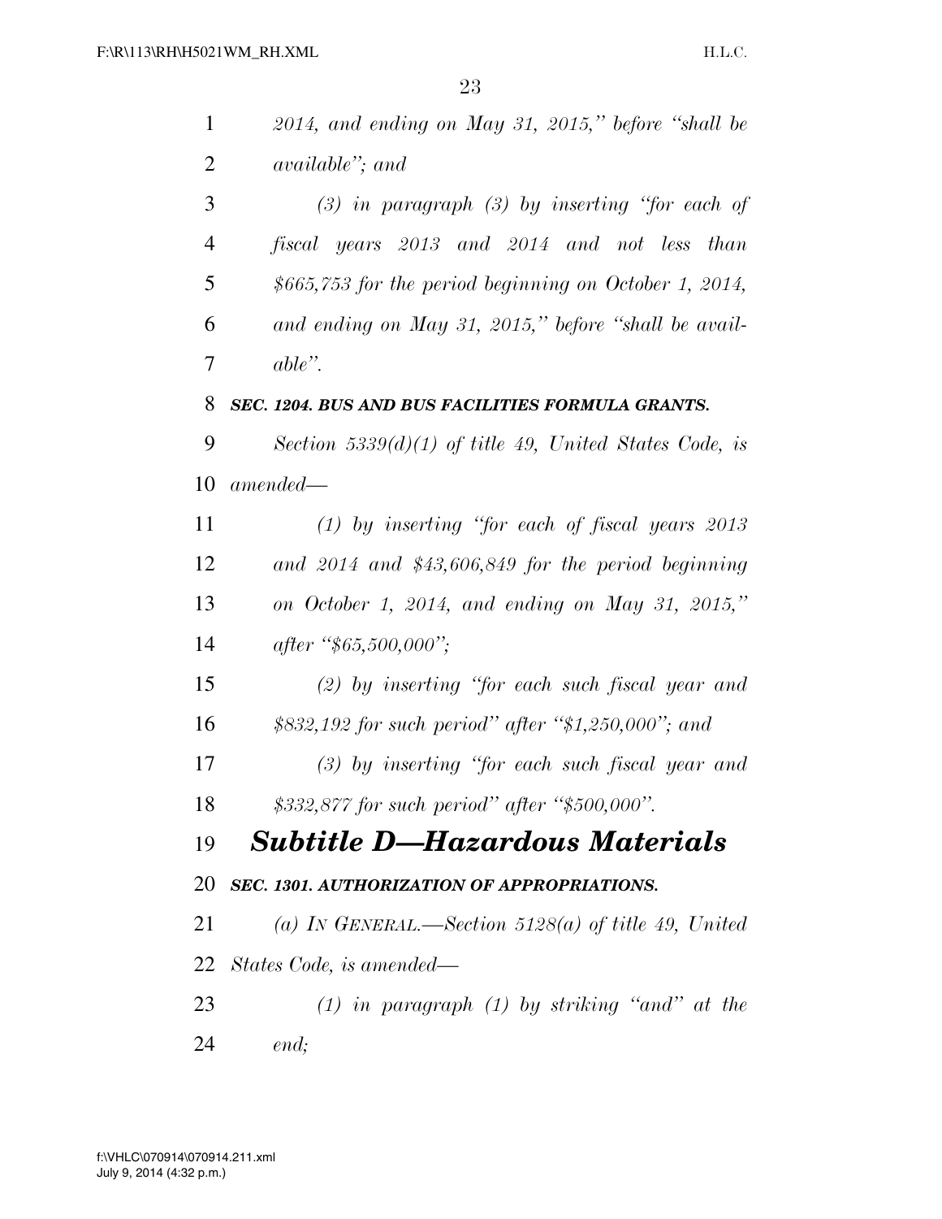*2014, and ending on May 31, 2015," before "shall be available"; and*

*(3) in paragraph (3) by inserting "for each of fiscal years 2013 and 2014 and not less than $665,753 for the period beginning on October 1, 2014, and ending on May 31, 2015," before "shall be available".*

***SEC. 1204. BUS AND BUS FACILITIES FORMULA GRANTS.***

*Section 5339(d)(1) of title 49, United States Code, is amended—*

*(1) by inserting "for each of fiscal years 2013 and 2014 and $43,606,849 for the period beginning on October 1, 2014, and ending on May 31, 2015," after "$65,500,000";*

*(2) by inserting "for each such fiscal year and $832,192 for such period" after "$1,250,000"; and*

*(3) by inserting "for each such fiscal year and $332,877 for such period" after "$500,000".*

## *Subtitle D—Hazardous Materials*

***SEC. 1301. AUTHORIZATION OF APPROPRIATIONS.***

*(a) IN GENERAL.—Section 5128(a) of title 49, United States Code, is amended—*

*(1) in paragraph (1) by striking "and" at the end;*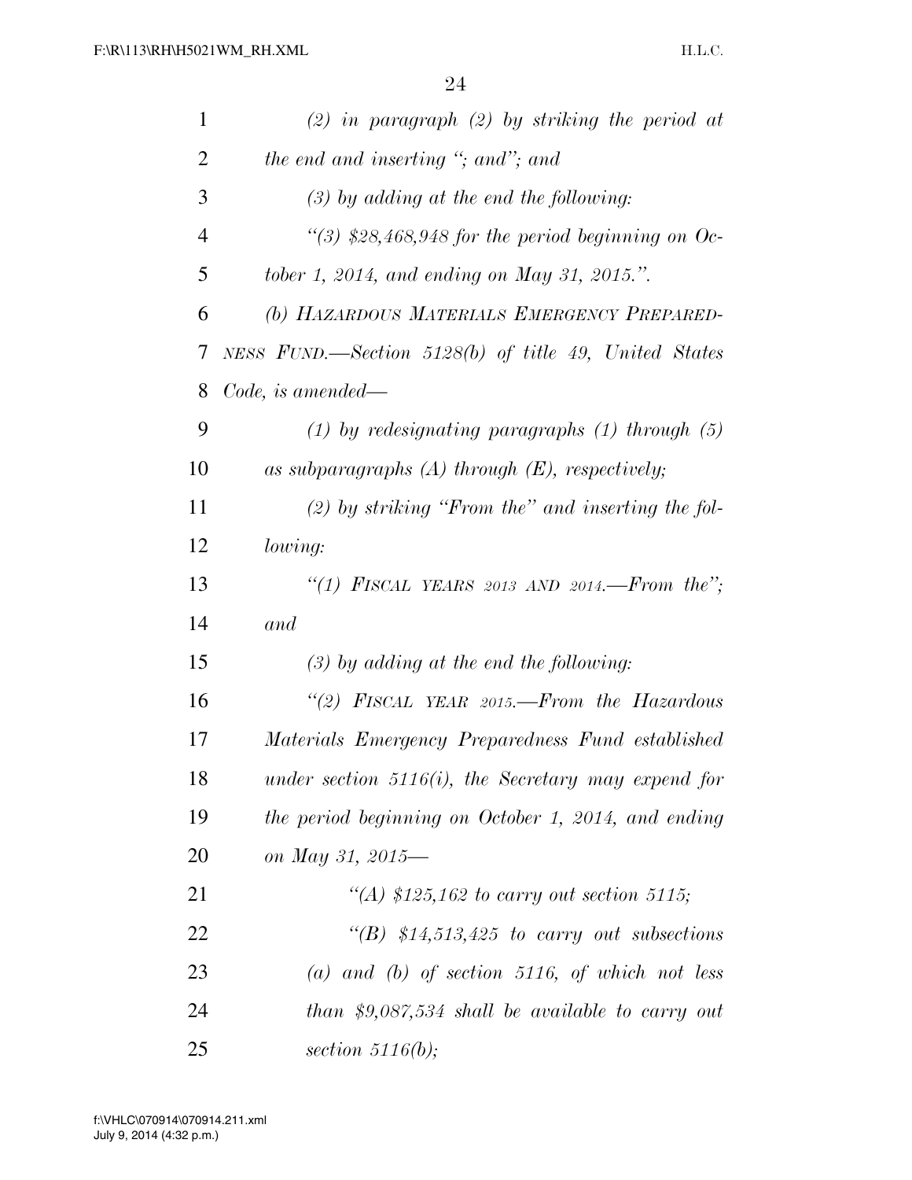*(2) in paragraph (2) by striking the period at the end and inserting "; and"; and*

*(3) by adding at the end the following:*

*"(3) $28,468,948 for the period beginning on October 1, 2014, and ending on May 31, 2015.".*

*(b) HAZARDOUS MATERIALS EMERGENCY PREPAREDNESS FUND.—Section 5128(b) of title 49, United States Code, is amended—*

*(1) by redesignating paragraphs (1) through (5) as subparagraphs (A) through (E), respectively;*

*(2) by striking "From the" and inserting the following:*

*"(1) FISCAL YEARS 2013 AND 2014.—From the"; and*

*(3) by adding at the end the following:*

*"(2) FISCAL YEAR 2015.—From the Hazardous Materials Emergency Preparedness Fund established under section 5116(i), the Secretary may expend for the period beginning on October 1, 2014, and ending on May 31, 2015—*

*"(A) $125,162 to carry out section 5115;*

*"(B) $14,513,425 to carry out subsections (a) and (b) of section 5116, of which not less than $9,087,534 shall be available to carry out section 5116(b);*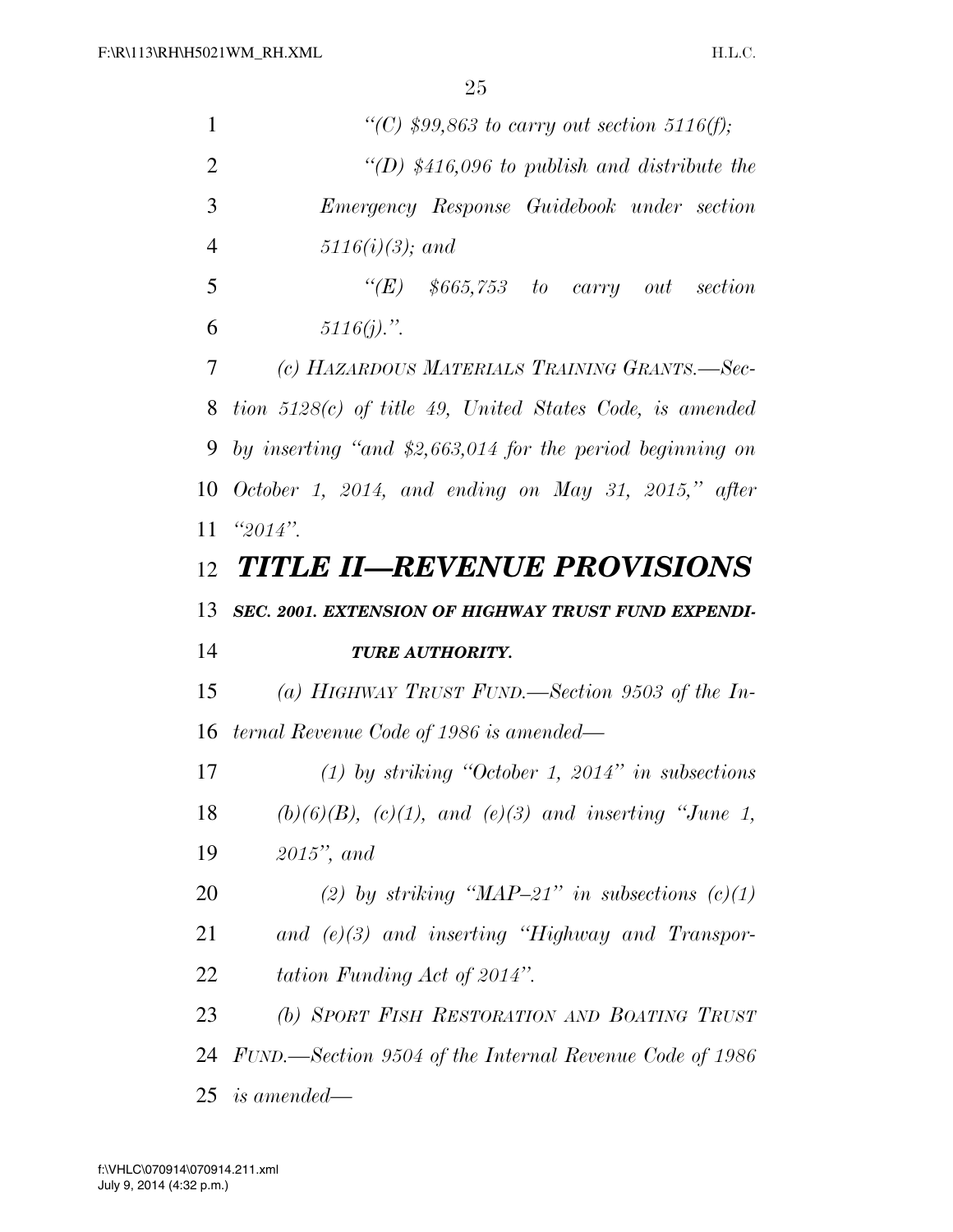*"(C) $99,863 to carry out section 5116(f);*

*"(D) $416,096 to publish and distribute the Emergency Response Guidebook under section 5116(i)(3); and*

*"(E) $665,753 to carry out section 5116(j).".*

*(c) HAZARDOUS MATERIALS TRAINING GRANTS.—Section 5128(c) of title 49, United States Code, is amended by inserting "and $2,663,014 for the period beginning on October 1, 2014, and ending on May 31, 2015," after "2014".*

# *TITLE II—REVENUE PROVISIONS*

### *SEC. 2001. EXTENSION OF HIGHWAY TRUST FUND EXPENDITURE AUTHORITY.*

*(a) HIGHWAY TRUST FUND.—Section 9503 of the Internal Revenue Code of 1986 is amended—*

*(1) by striking "October 1, 2014" in subsections (b)(6)(B), (c)(1), and (e)(3) and inserting "June 1, 2015", and*

*(2) by striking "MAP–21" in subsections (c)(1) and (e)(3) and inserting "Highway and Transportation Funding Act of 2014".*

*(b) SPORT FISH RESTORATION AND BOATING TRUST FUND.—Section 9504 of the Internal Revenue Code of 1986 is amended—*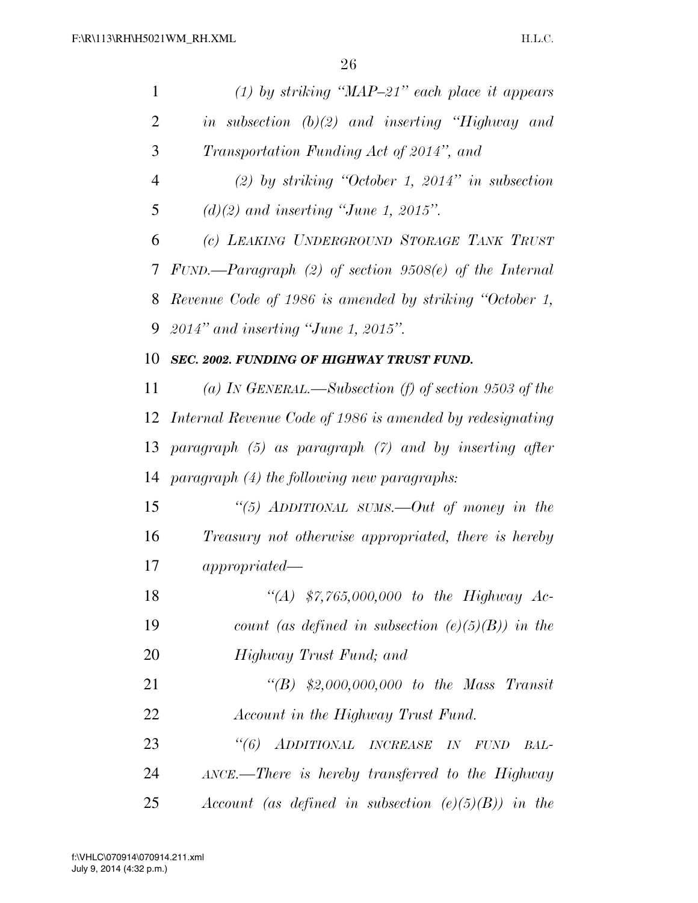*(1) by striking "MAP–21" each place it appears in subsection (b)(2) and inserting "Highway and Transportation Funding Act of 2014", and*

*(2) by striking "October 1, 2014" in subsection (d)(2) and inserting "June 1, 2015".*

*(c) LEAKING UNDERGROUND STORAGE TANK TRUST FUND.—Paragraph (2) of section 9508(e) of the Internal Revenue Code of 1986 is amended by striking "October 1, 2014" and inserting "June 1, 2015".*

***SEC. 2002. FUNDING OF HIGHWAY TRUST FUND.***

*(a) IN GENERAL.—Subsection (f) of section 9503 of the Internal Revenue Code of 1986 is amended by redesignating paragraph (5) as paragraph (7) and by inserting after paragraph (4) the following new paragraphs:*

*"(5) ADDITIONAL SUMS.—Out of money in the Treasury not otherwise appropriated, there is hereby appropriated—*

*"(A) $7,765,000,000 to the Highway Account (as defined in subsection (e)(5)(B)) in the Highway Trust Fund; and*

*"(B) $2,000,000,000 to the Mass Transit Account in the Highway Trust Fund.*

*"(6) ADDITIONAL INCREASE IN FUND BALANCE.—There is hereby transferred to the Highway Account (as defined in subsection (e)(5)(B)) in the*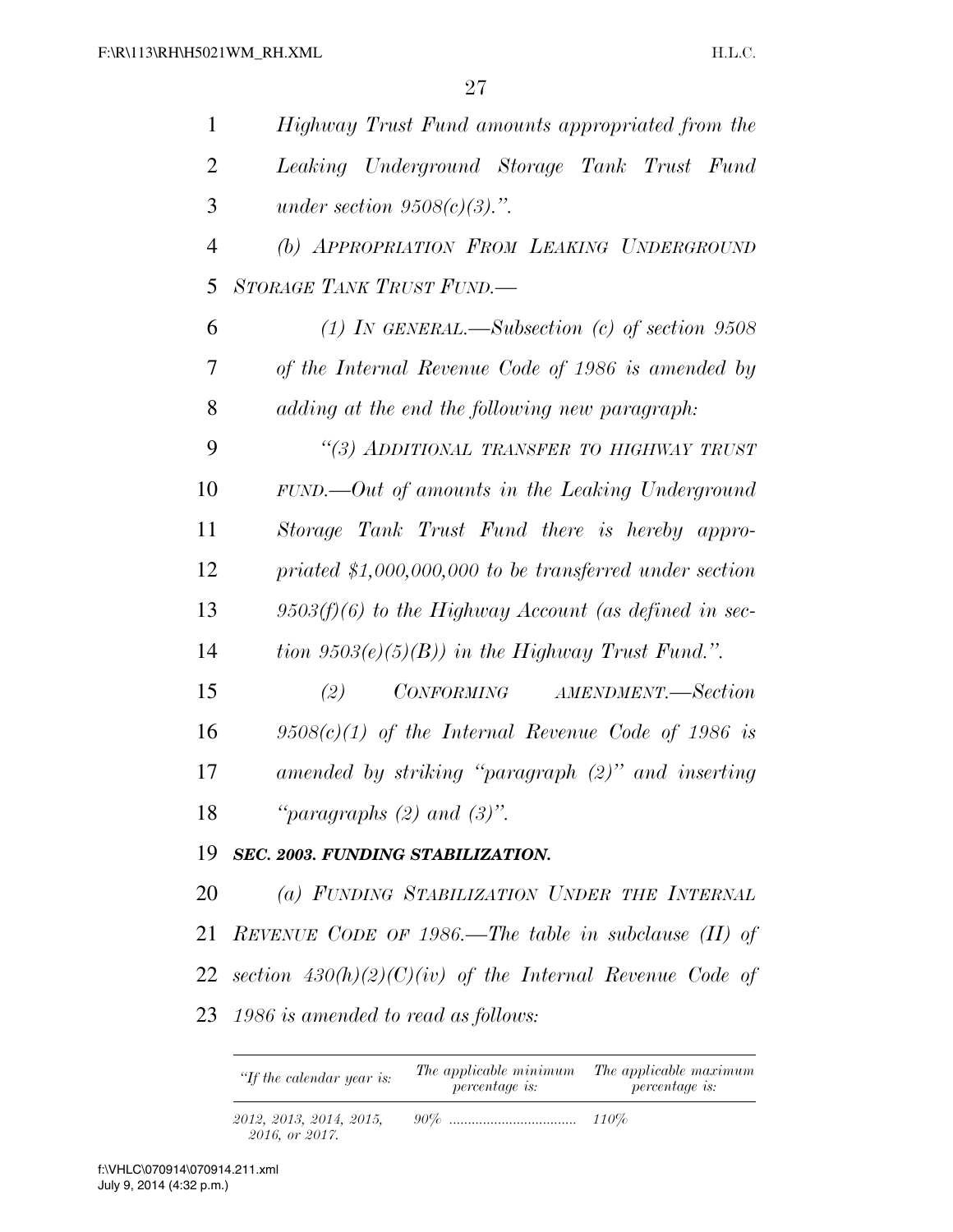*Highway Trust Fund amounts appropriated from the Leaking Underground Storage Tank Trust Fund under section 9508(c)(3).".*

*(b) APPROPRIATION FROM LEAKING UNDERGROUND STORAGE TANK TRUST FUND.—*

*(1) IN GENERAL.—Subsection (c) of section 9508 of the Internal Revenue Code of 1986 is amended by adding at the end the following new paragraph:*

*"(3) ADDITIONAL TRANSFER TO HIGHWAY TRUST FUND.—Out of amounts in the Leaking Underground Storage Tank Trust Fund there is hereby appropriated $1,000,000,000 to be transferred under section 9503(f)(6) to the Highway Account (as defined in section 9503(e)(5)(B)) in the Highway Trust Fund.".*

*(2) CONFORMING AMENDMENT.—Section 9508(c)(1) of the Internal Revenue Code of 1986 is amended by striking "paragraph (2)" and inserting "paragraphs (2) and (3)".*

***SEC. 2003. FUNDING STABILIZATION.***

*(a) FUNDING STABILIZATION UNDER THE INTERNAL REVENUE CODE OF 1986.—The table in subclause (II) of section 430(h)(2)(C)(iv) of the Internal Revenue Code of 1986 is amended to read as follows:*

| *"If the calendar year is:* | *The applicable minimum percentage is:* | *The applicable maximum percentage is:* |
|---|---|---|
| *2012, 2013, 2014, 2015, 2016, or 2017.* | *90%* | *110%* |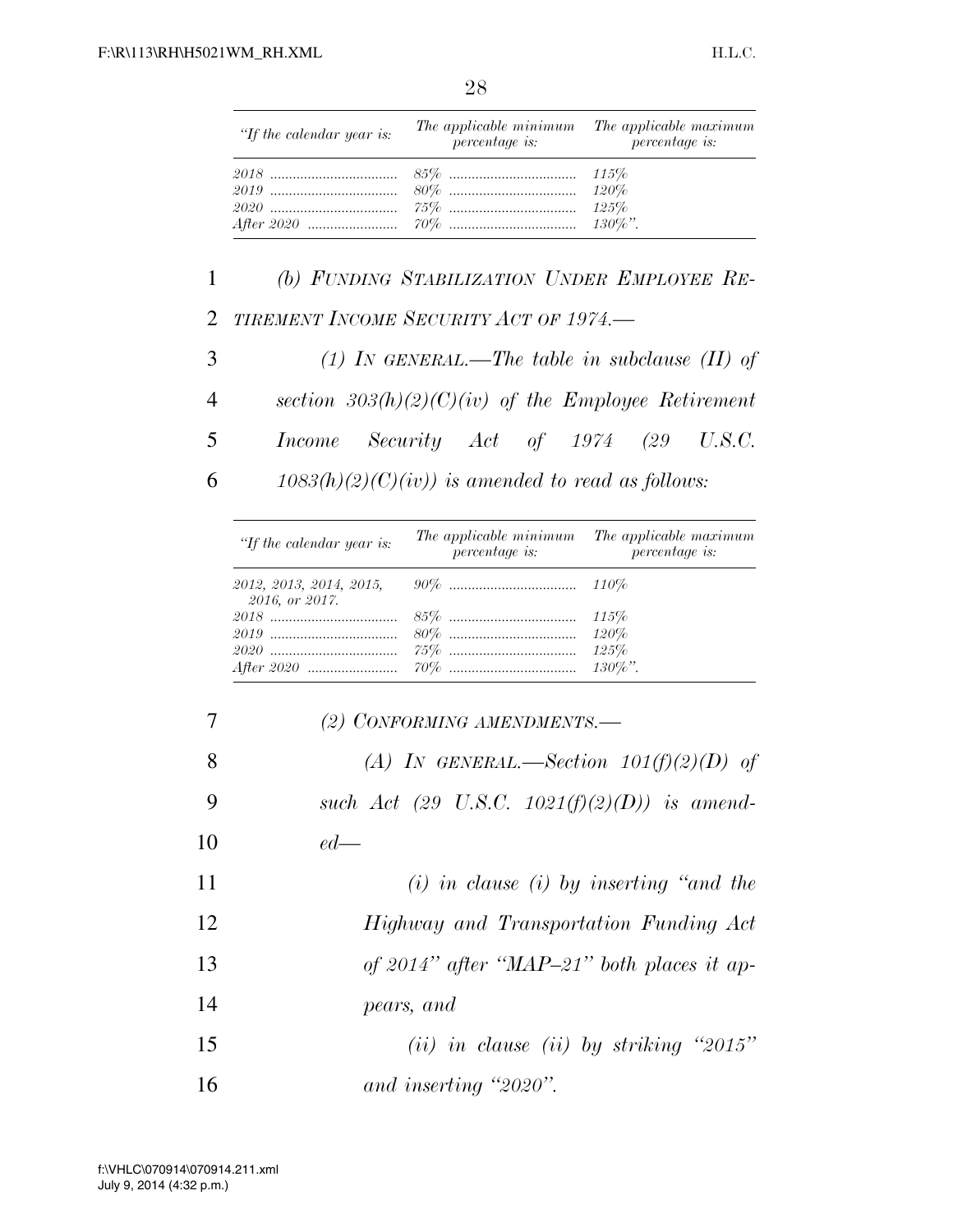| “If the calendar year is: | The applicable minimum percentage is: | The applicable maximum percentage is: |
|---|---|---|
| 2018 | 85% | 115% |
| 2019 | 80% | 120% |
| 2020 | 75% | 125% |
| After 2020 | 70% | 130%”. |

*(b) FUNDING STABILIZATION UNDER EMPLOYEE RETIREMENT INCOME SECURITY ACT OF 1974.—*

*(1) IN GENERAL.—The table in subclause (II) of section 303(h)(2)(C)(iv) of the Employee Retirement Income Security Act of 1974 (29 U.S.C. 1083(h)(2)(C)(iv)) is amended to read as follows:*

| “If the calendar year is: | The applicable minimum percentage is: | The applicable maximum percentage is: |
|---|---|---|
| 2012, 2013, 2014, 2015, 2016, or 2017. | 90% | 110% |
| 2018 | 85% | 115% |
| 2019 | 80% | 120% |
| 2020 | 75% | 125% |
| After 2020 | 70% | 130%”. |

*(2) CONFORMING AMENDMENTS.—*

*(A) IN GENERAL.—Section 101(f)(2)(D) of such Act (29 U.S.C. 1021(f)(2)(D)) is amended—*

*(i) in clause (i) by inserting “and the Highway and Transportation Funding Act of 2014” after “MAP–21” both places it appears, and*

*(ii) in clause (ii) by striking “2015” and inserting “2020”.*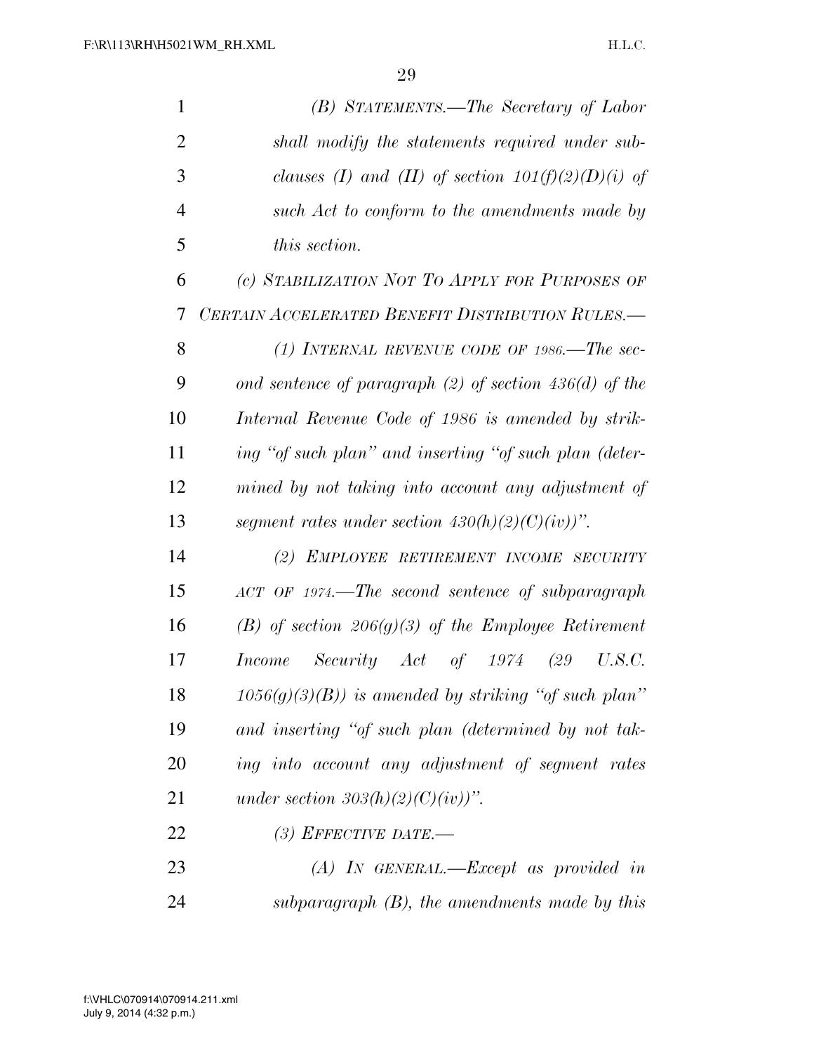*(B) STATEMENTS.—The Secretary of Labor shall modify the statements required under subclauses (I) and (II) of section 101(f)(2)(D)(i) of such Act to conform to the amendments made by this section.*

*(c) STABILIZATION NOT TO APPLY FOR PURPOSES OF CERTAIN ACCELERATED BENEFIT DISTRIBUTION RULES.—*

*(1) INTERNAL REVENUE CODE OF 1986.—The second sentence of paragraph (2) of section 436(d) of the Internal Revenue Code of 1986 is amended by striking "of such plan" and inserting "of such plan (determined by not taking into account any adjustment of segment rates under section 430(h)(2)(C)(iv))".*

*(2) EMPLOYEE RETIREMENT INCOME SECURITY ACT OF 1974.—The second sentence of subparagraph (B) of section 206(g)(3) of the Employee Retirement Income Security Act of 1974 (29 U.S.C. 1056(g)(3)(B)) is amended by striking "of such plan" and inserting "of such plan (determined by not taking into account any adjustment of segment rates under section 303(h)(2)(C)(iv))".*

*(3) EFFECTIVE DATE.—*

*(A) IN GENERAL.—Except as provided in subparagraph (B), the amendments made by this*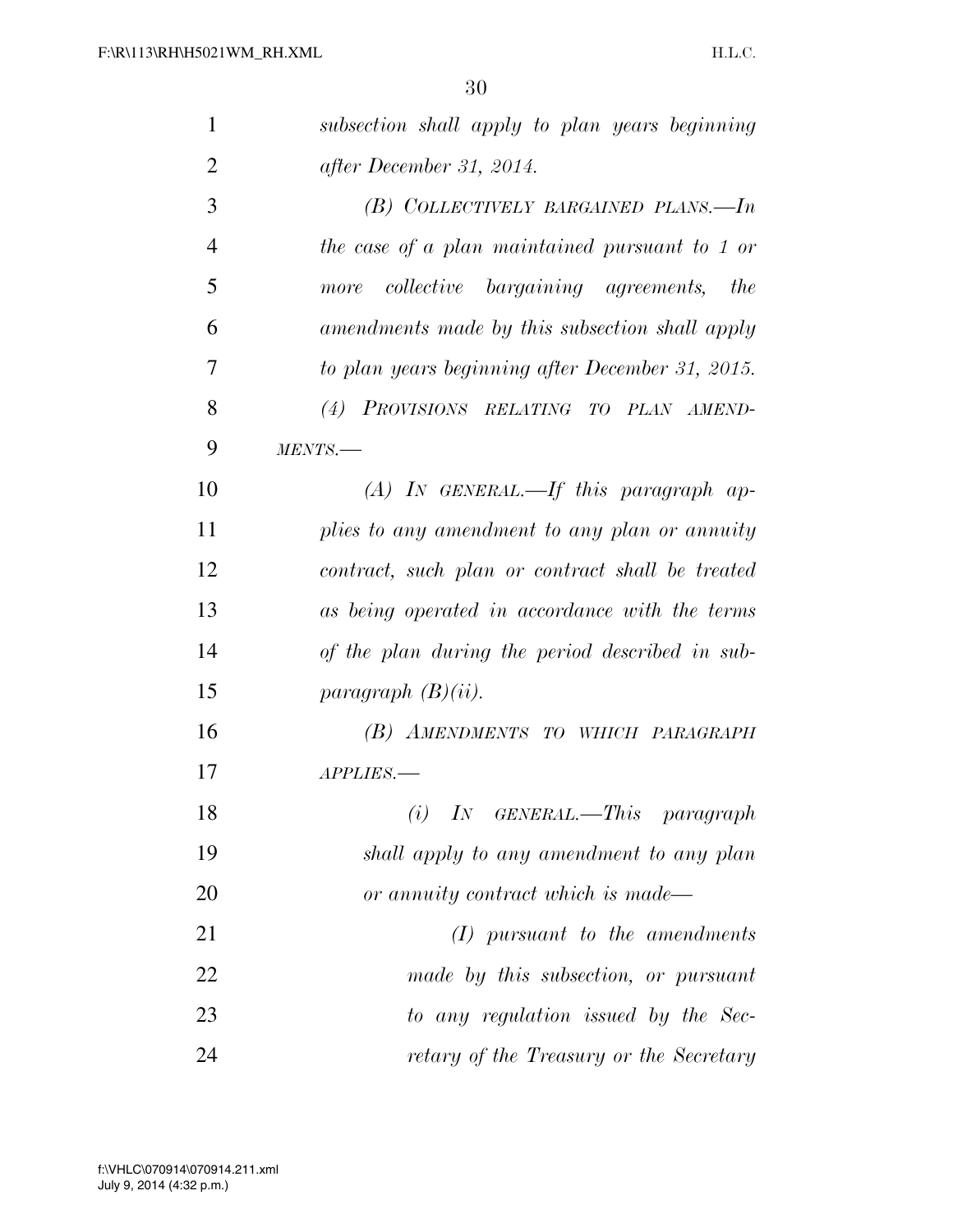*subsection shall apply to plan years beginning after December 31, 2014.*

*(B) COLLECTIVELY BARGAINED PLANS.—In the case of a plan maintained pursuant to 1 or more collective bargaining agreements, the amendments made by this subsection shall apply to plan years beginning after December 31, 2015.*

*(4) PROVISIONS RELATING TO PLAN AMENDMENTS.—*

*(A) IN GENERAL.—If this paragraph applies to any amendment to any plan or annuity contract, such plan or contract shall be treated as being operated in accordance with the terms of the plan during the period described in subparagraph (B)(ii).*

*(B) AMENDMENTS TO WHICH PARAGRAPH APPLIES.—*

*(i) IN GENERAL.—This paragraph shall apply to any amendment to any plan or annuity contract which is made—*

*(I) pursuant to the amendments made by this subsection, or pursuant to any regulation issued by the Secretary of the Treasury or the Secretary*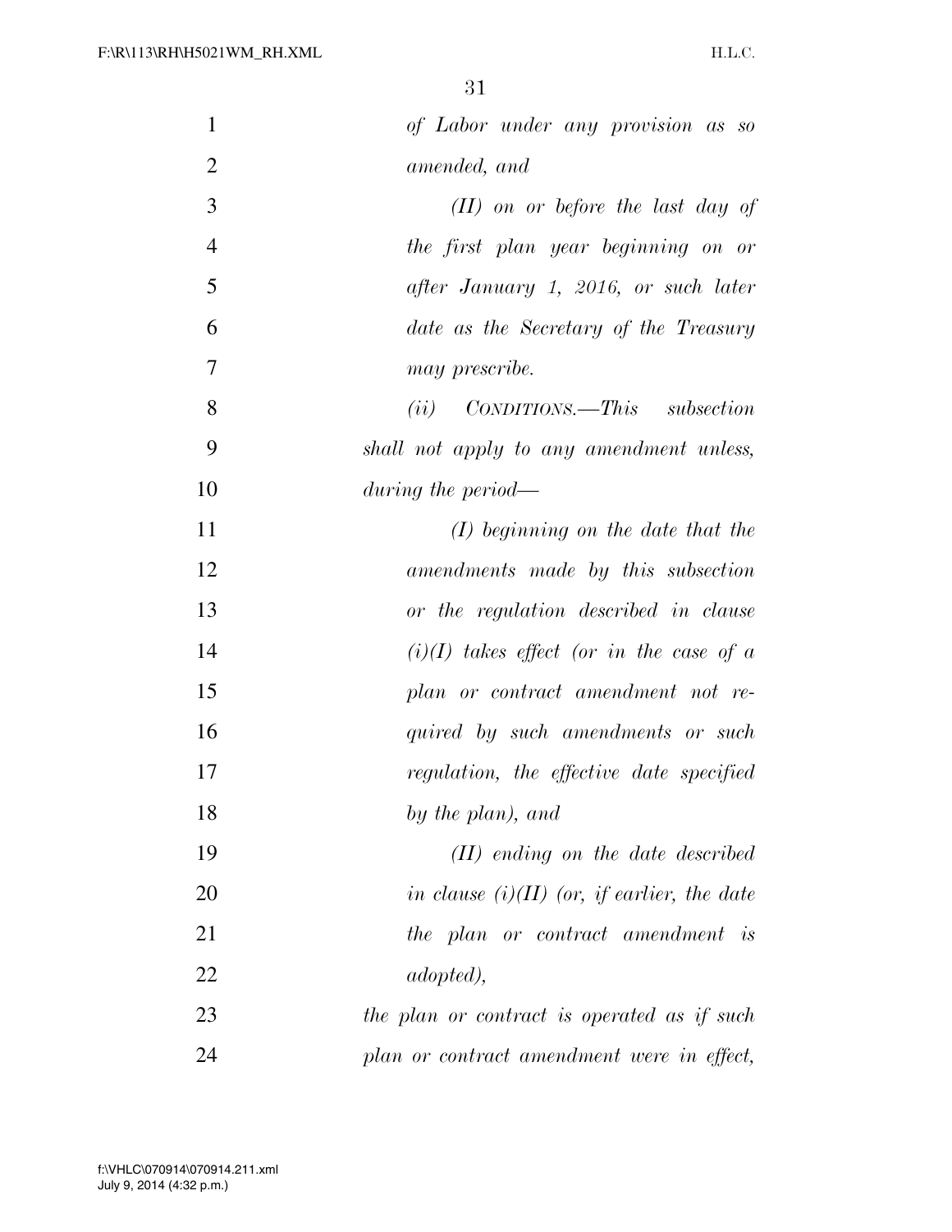*of Labor under any provision as so amended, and*

*(II) on or before the last day of the first plan year beginning on or after January 1, 2016, or such later date as the Secretary of the Treasury may prescribe.*

*(ii) CONDITIONS.—This subsection shall not apply to any amendment unless, during the period—*

*(I) beginning on the date that the amendments made by this subsection or the regulation described in clause (i)(I) takes effect (or in the case of a plan or contract amendment not required by such amendments or such regulation, the effective date specified by the plan), and*

*(II) ending on the date described in clause (i)(II) (or, if earlier, the date the plan or contract amendment is adopted),*

*the plan or contract is operated as if such plan or contract amendment were in effect,*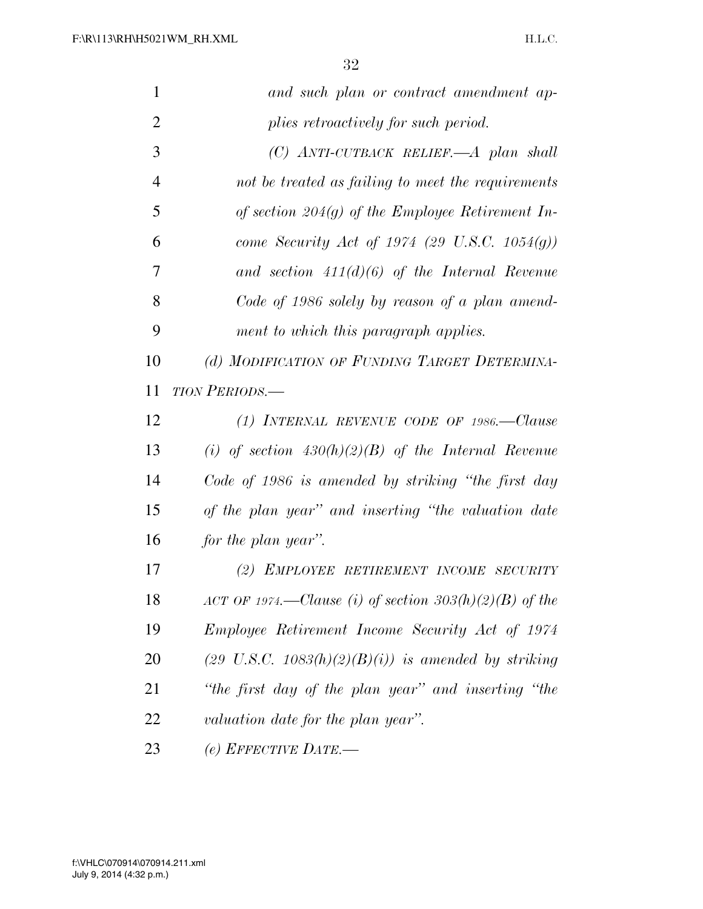*and such plan or contract amendment applies retroactively for such period.*

*(C) ANTI-CUTBACK RELIEF.—A plan shall not be treated as failing to meet the requirements of section 204(g) of the Employee Retirement Income Security Act of 1974 (29 U.S.C. 1054(g)) and section 411(d)(6) of the Internal Revenue Code of 1986 solely by reason of a plan amendment to which this paragraph applies.*

*(d) MODIFICATION OF FUNDING TARGET DETERMINATION PERIODS.—*

*(1) INTERNAL REVENUE CODE OF 1986.—Clause (i) of section 430(h)(2)(B) of the Internal Revenue Code of 1986 is amended by striking "the first day of the plan year" and inserting "the valuation date for the plan year".*

*(2) EMPLOYEE RETIREMENT INCOME SECURITY ACT OF 1974.—Clause (i) of section 303(h)(2)(B) of the Employee Retirement Income Security Act of 1974 (29 U.S.C. 1083(h)(2)(B)(i)) is amended by striking "the first day of the plan year" and inserting "the valuation date for the plan year".*

*(e) EFFECTIVE DATE.—*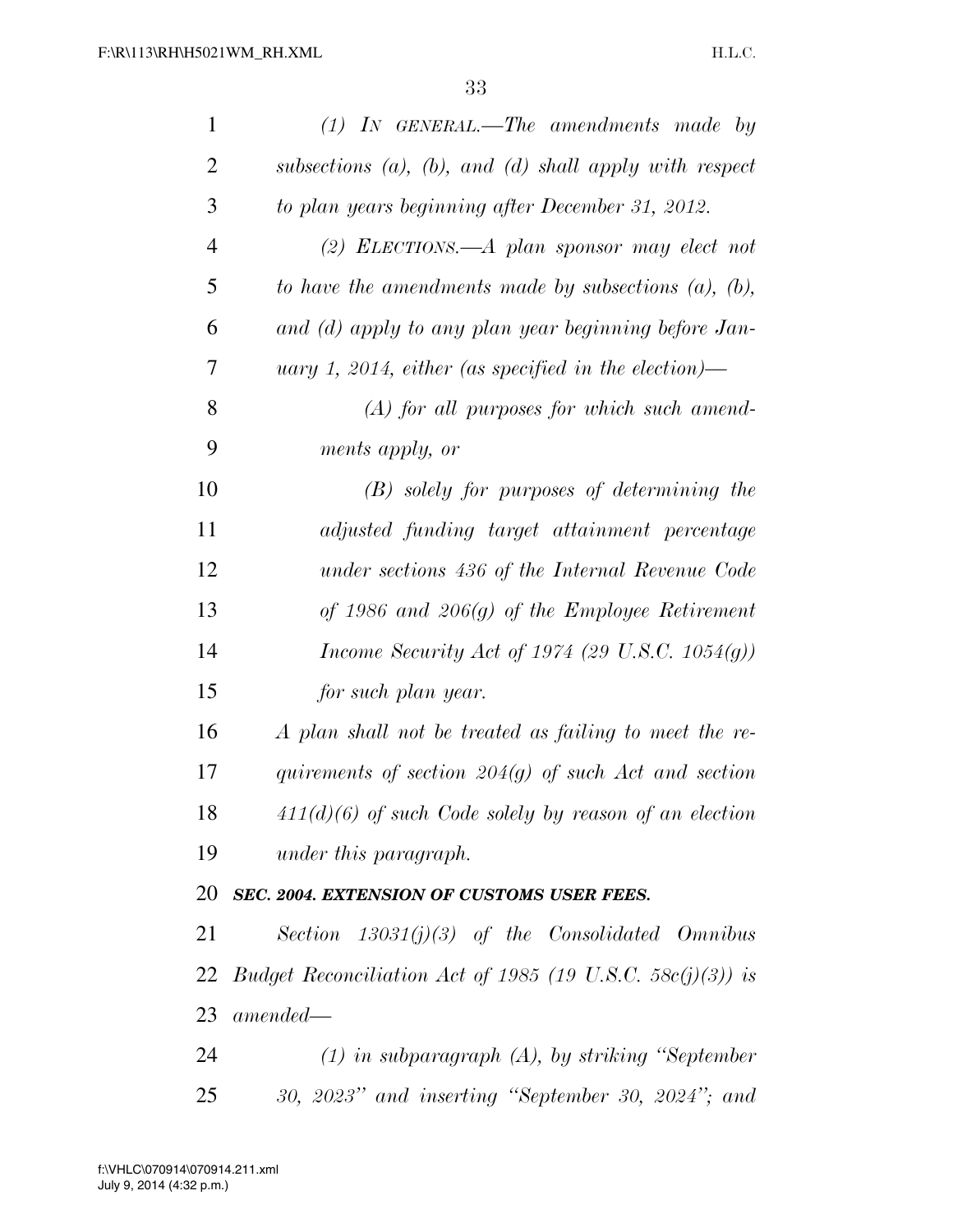*(1) IN GENERAL.—The amendments made by subsections (a), (b), and (d) shall apply with respect to plan years beginning after December 31, 2012.*

*(2) ELECTIONS.—A plan sponsor may elect not to have the amendments made by subsections (a), (b), and (d) apply to any plan year beginning before January 1, 2014, either (as specified in the election)—*

*(A) for all purposes for which such amendments apply, or*

*(B) solely for purposes of determining the adjusted funding target attainment percentage under sections 436 of the Internal Revenue Code of 1986 and 206(g) of the Employee Retirement Income Security Act of 1974 (29 U.S.C. 1054(g)) for such plan year.*

*A plan shall not be treated as failing to meet the requirements of section 204(g) of such Act and section 411(d)(6) of such Code solely by reason of an election under this paragraph.*

***SEC. 2004. EXTENSION OF CUSTOMS USER FEES.***

*Section 13031(j)(3) of the Consolidated Omnibus Budget Reconciliation Act of 1985 (19 U.S.C. 58c(j)(3)) is amended—*

*(1) in subparagraph (A), by striking "September 30, 2023" and inserting "September 30, 2024"; and*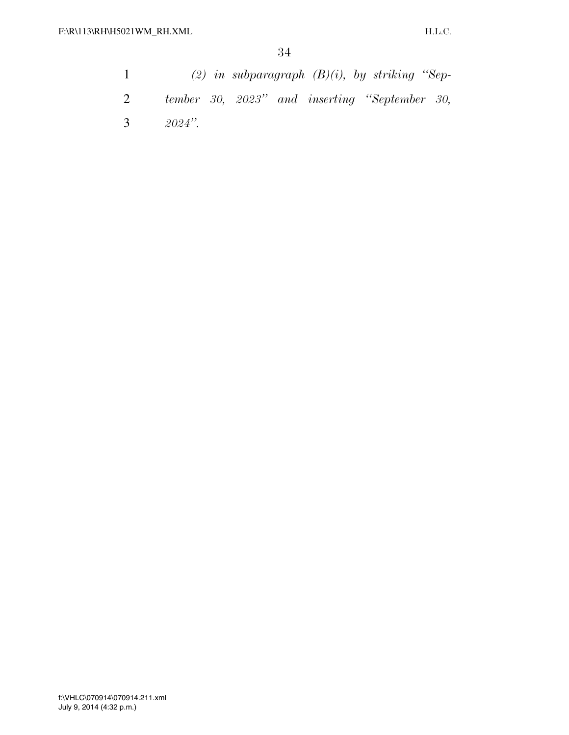*(2) in subparagraph (B)(i), by striking "September 30, 2023" and inserting "September 30, 2024".*